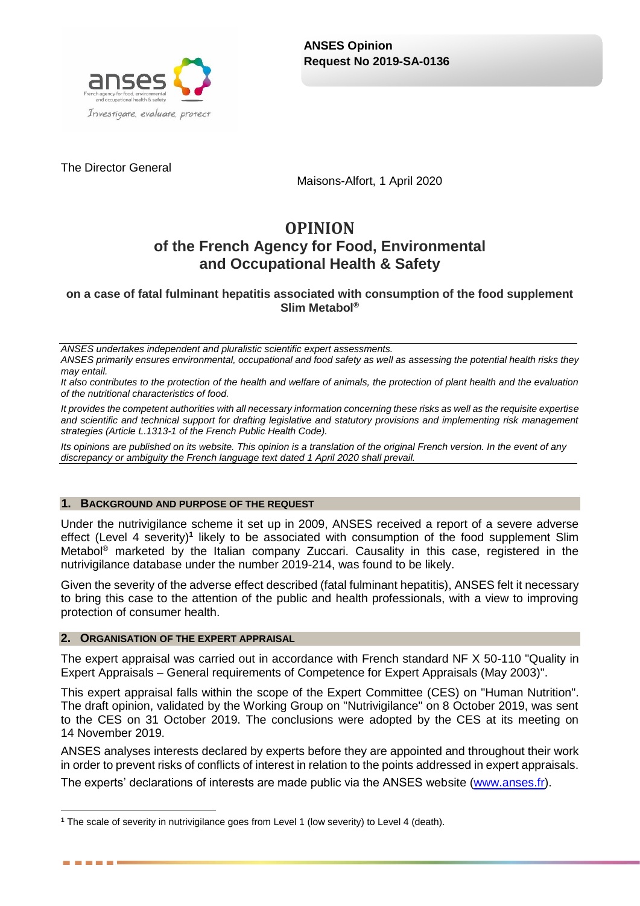**ANSES Opinion**
**Request No 2019-SA-0136**

The Director General

Maisons-Alfort, 1 April 2020

# OPINION
## of the French Agency for Food, Environmental and Occupational Health & Safety

### on a case of fatal fulminant hepatitis associated with consumption of the food supplement Slim Metabol®

*ANSES undertakes independent and pluralistic scientific expert assessments.*
*ANSES primarily ensures environmental, occupational and food safety as well as assessing the potential health risks they may entail.*
*It also contributes to the protection of the health and welfare of animals, the protection of plant health and the evaluation of the nutritional characteristics of food.*

*It provides the competent authorities with all necessary information concerning these risks as well as the requisite expertise and scientific and technical support for drafting legislative and statutory provisions and implementing risk management strategies (Article L.1313-1 of the French Public Health Code).*

*Its opinions are published on its website. This opinion is a translation of the original French version. In the event of any discrepancy or ambiguity the French language text dated 1 April 2020 shall prevail.*

## 1. Background and purpose of the request

Under the nutrivigilance scheme it set up in 2009, ANSES received a report of a severe adverse effect (Level 4 severity)[1] likely to be associated with consumption of the food supplement Slim Metabol® marketed by the Italian company Zuccari. Causality in this case, registered in the nutrivigilance database under the number 2019-214, was found to be likely.

Given the severity of the adverse effect described (fatal fulminant hepatitis), ANSES felt it necessary to bring this case to the attention of the public and health professionals, with a view to improving protection of consumer health.

## 2. Organisation of the expert appraisal

The expert appraisal was carried out in accordance with French standard NF X 50-110 "Quality in Expert Appraisals – General requirements of Competence for Expert Appraisals (May 2003)".

This expert appraisal falls within the scope of the Expert Committee (CES) on "Human Nutrition". The draft opinion, validated by the Working Group on "Nutrivigilance" on 8 October 2019, was sent to the CES on 31 October 2019. The conclusions were adopted by the CES at its meeting on 14 November 2019.

ANSES analyses interests declared by experts before they are appointed and throughout their work in order to prevent risks of conflicts of interest in relation to the points addressed in expert appraisals.
The experts' declarations of interests are made public via the ANSES website (www.anses.fr).

[1] The scale of severity in nutrivigilance goes from Level 1 (low severity) to Level 4 (death).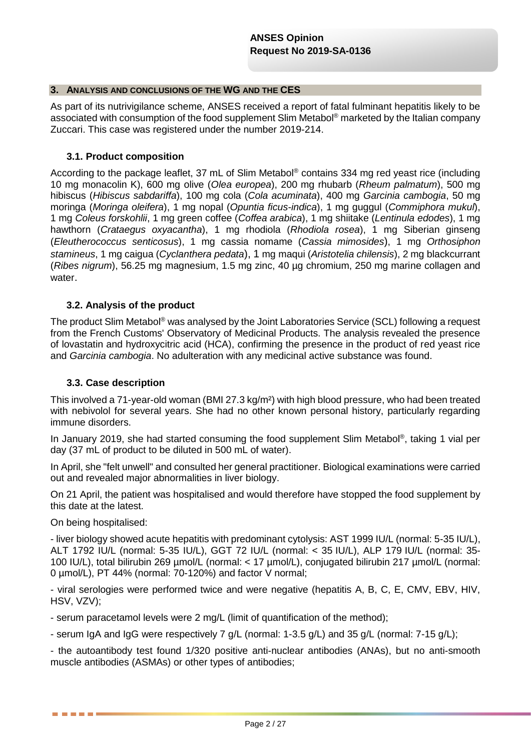## 3. Analysis and conclusions of the WG and the CES

As part of its nutrivigilance scheme, ANSES received a report of fatal fulminant hepatitis likely to be associated with consumption of the food supplement Slim Metabol® marketed by the Italian company Zuccari. This case was registered under the number 2019-214.

### 3.1. Product composition

According to the package leaflet, 37 mL of Slim Metabol® contains 334 mg red yeast rice (including 10 mg monacolin K), 600 mg olive (*Olea europea*), 200 mg rhubarb (*Rheum palmatum*), 500 mg hibiscus (*Hibiscus sabdariffa*), 100 mg cola (*Cola acuminata*), 400 mg *Garcinia cambogia*, 50 mg moringa (*Moringa oleifera*), 1 mg nopal (*Opuntia ficus-indica*), 1 mg guggul (*Commiphora mukul*), 1 mg *Coleus forskohlii*, 1 mg green coffee (*Coffea arabica*), 1 mg shiitake (*Lentinula edodes*), 1 mg hawthorn (*Crataegus oxyacantha*), 1 mg rhodiola (*Rhodiola rosea*), 1 mg Siberian ginseng (*Eleutherococcus senticosus*), 1 mg cassia nomame (*Cassia mimosides*), 1 mg *Orthosiphon stamineus*, 1 mg caigua (*Cyclanthera pedata*), 1 mg maqui (*Aristotelia chilensis*), 2 mg blackcurrant (*Ribes nigrum*), 56.25 mg magnesium, 1.5 mg zinc, 40 µg chromium, 250 mg marine collagen and water.

### 3.2. Analysis of the product

The product Slim Metabol® was analysed by the Joint Laboratories Service (SCL) following a request from the French Customs' Observatory of Medicinal Products. The analysis revealed the presence of lovastatin and hydroxycitric acid (HCA), confirming the presence in the product of red yeast rice and *Garcinia cambogia*. No adulteration with any medicinal active substance was found.

### 3.3. Case description

This involved a 71-year-old woman (BMI 27.3 kg/m²) with high blood pressure, who had been treated with nebivolol for several years. She had no other known personal history, particularly regarding immune disorders.

In January 2019, she had started consuming the food supplement Slim Metabol®, taking 1 vial per day (37 mL of product to be diluted in 500 mL of water).

In April, she "felt unwell" and consulted her general practitioner. Biological examinations were carried out and revealed major abnormalities in liver biology.

On 21 April, the patient was hospitalised and would therefore have stopped the food supplement by this date at the latest.

On being hospitalised:

- liver biology showed acute hepatitis with predominant cytolysis: AST 1999 IU/L (normal: 5-35 IU/L), ALT 1792 IU/L (normal: 5-35 IU/L), GGT 72 IU/L (normal: < 35 IU/L), ALP 179 IU/L (normal: 35-100 IU/L), total bilirubin 269 µmol/L (normal: < 17 µmol/L), conjugated bilirubin 217 µmol/L (normal: 0 µmol/L), PT 44% (normal: 70-120%) and factor V normal;

- viral serologies were performed twice and were negative (hepatitis A, B, C, E, CMV, EBV, HIV, HSV, VZV);

- serum paracetamol levels were 2 mg/L (limit of quantification of the method);

- serum IgA and IgG were respectively 7 g/L (normal: 1-3.5 g/L) and 35 g/L (normal: 7-15 g/L);

- the autoantibody test found 1/320 positive anti-nuclear antibodies (ANAs), but no anti-smooth muscle antibodies (ASMAs) or other types of antibodies;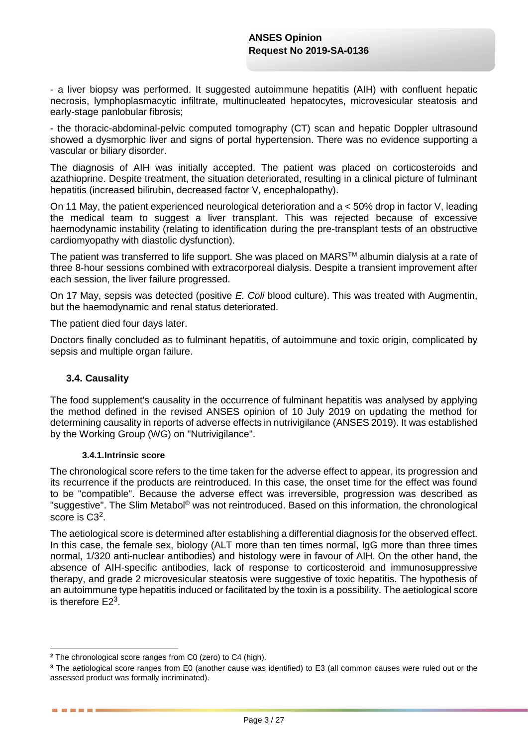- a liver biopsy was performed. It suggested autoimmune hepatitis (AIH) with confluent hepatic necrosis, lymphoplasmacytic infiltrate, multinucleated hepatocytes, microvesicular steatosis and early-stage panlobular fibrosis;

- the thoracic-abdominal-pelvic computed tomography (CT) scan and hepatic Doppler ultrasound showed a dysmorphic liver and signs of portal hypertension. There was no evidence supporting a vascular or biliary disorder.

The diagnosis of AIH was initially accepted. The patient was placed on corticosteroids and azathioprine. Despite treatment, the situation deteriorated, resulting in a clinical picture of fulminant hepatitis (increased bilirubin, decreased factor V, encephalopathy).

On 11 May, the patient experienced neurological deterioration and a < 50% drop in factor V, leading the medical team to suggest a liver transplant. This was rejected because of excessive haemodynamic instability (relating to identification during the pre-transplant tests of an obstructive cardiomyopathy with diastolic dysfunction).

The patient was transferred to life support. She was placed on MARS™ albumin dialysis at a rate of three 8-hour sessions combined with extracorporeal dialysis. Despite a transient improvement after each session, the liver failure progressed.

On 17 May, sepsis was detected (positive *E. Coli* blood culture). This was treated with Augmentin, but the haemodynamic and renal status deteriorated.

The patient died four days later.

Doctors finally concluded as to fulminant hepatitis, of autoimmune and toxic origin, complicated by sepsis and multiple organ failure.

## 3.4. Causality

The food supplement's causality in the occurrence of fulminant hepatitis was analysed by applying the method defined in the revised ANSES opinion of 10 July 2019 on updating the method for determining causality in reports of adverse effects in nutrivigilance (ANSES 2019). It was established by the Working Group (WG) on "Nutrivigilance".

### 3.4.1. Intrinsic score

The chronological score refers to the time taken for the adverse effect to appear, its progression and its recurrence if the products are reintroduced. In this case, the onset time for the effect was found to be "compatible". Because the adverse effect was irreversible, progression was described as "suggestive". The Slim Metabol® was not reintroduced. Based on this information, the chronological score is C3[2].

The aetiological score is determined after establishing a differential diagnosis for the observed effect. In this case, the female sex, biology (ALT more than ten times normal, IgG more than three times normal, 1/320 anti-nuclear antibodies) and histology were in favour of AIH. On the other hand, the absence of AIH-specific antibodies, lack of response to corticosteroid and immunosuppressive therapy, and grade 2 microvesicular steatosis were suggestive of toxic hepatitis. The hypothesis of an autoimmune type hepatitis induced or facilitated by the toxin is a possibility. The aetiological score is therefore E2[3].

---

[2] The chronological score ranges from C0 (zero) to C4 (high).

[3] The aetiological score ranges from E0 (another cause was identified) to E3 (all common causes were ruled out or the assessed product was formally incriminated).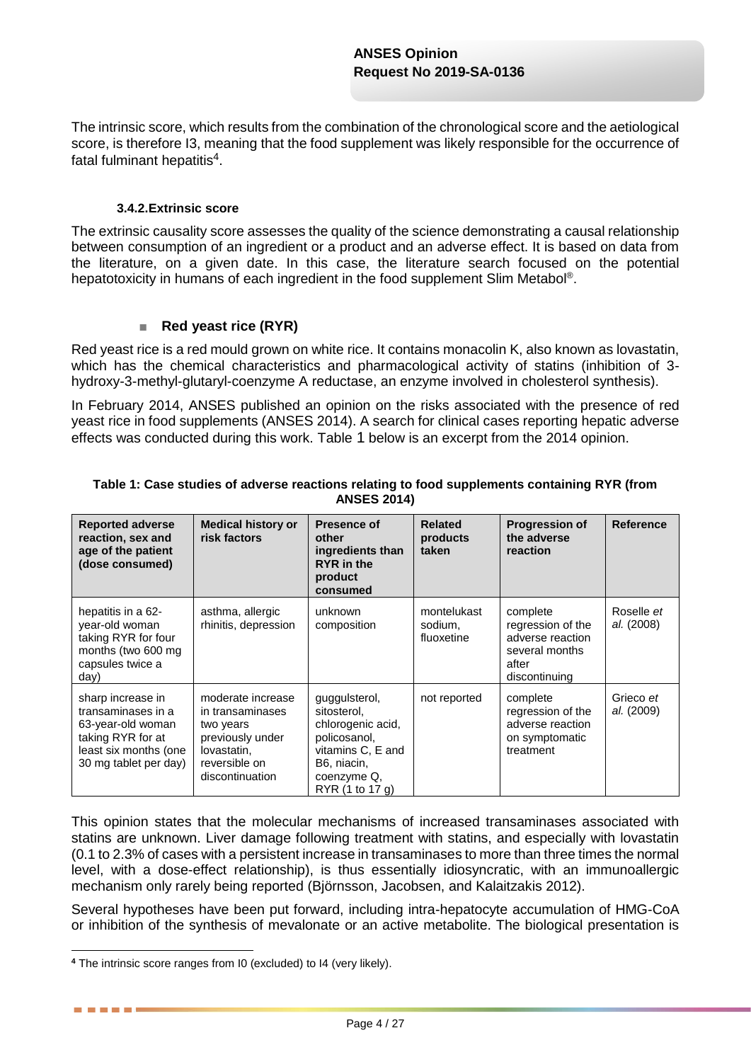The intrinsic score, which results from the combination of the chronological score and the aetiological score, is therefore I3, meaning that the food supplement was likely responsible for the occurrence of fatal fulminant hepatitis[4].

#### 3.4.2. Extrinsic score

The extrinsic causality score assesses the quality of the science demonstrating a causal relationship between consumption of an ingredient or a product and an adverse effect. It is based on data from the literature, on a given date. In this case, the literature search focused on the potential hepatotoxicity in humans of each ingredient in the food supplement Slim Metabol®.

- **Red yeast rice (RYR)**

Red yeast rice is a red mould grown on white rice. It contains monacolin K, also known as lovastatin, which has the chemical characteristics and pharmacological activity of statins (inhibition of 3-hydroxy-3-methyl-glutaryl-coenzyme A reductase, an enzyme involved in cholesterol synthesis).

In February 2014, ANSES published an opinion on the risks associated with the presence of red yeast rice in food supplements (ANSES 2014). A search for clinical cases reporting hepatic adverse effects was conducted during this work. Table 1 below is an excerpt from the 2014 opinion.

**Table 1: Case studies of adverse reactions relating to food supplements containing RYR (from ANSES 2014)**

| Reported adverse reaction, sex and age of the patient (dose consumed) | Medical history or risk factors | Presence of other ingredients than RYR in the product consumed | Related products taken | Progression of the adverse reaction | Reference |
|---|---|---|---|---|---|
| hepatitis in a 62-year-old woman taking RYR for four months (two 600 mg capsules twice a day) | asthma, allergic rhinitis, depression | unknown composition | montelukast sodium, fluoxetine | complete regression of the adverse reaction several months after discontinuing | Roselle *et al.* (2008) |
| sharp increase in transaminases in a 63-year-old woman taking RYR for at least six months (one 30 mg tablet per day) | moderate increase in transaminases two years previously under lovastatin, reversible on discontinuation | guggulsterol, sitosterol, chlorogenic acid, policosanol, vitamins C, E and B6, niacin, coenzyme Q, RYR (1 to 17 g) | not reported | complete regression of the adverse reaction on symptomatic treatment | Grieco *et al.* (2009) |

This opinion states that the molecular mechanisms of increased transaminases associated with statins are unknown. Liver damage following treatment with statins, and especially with lovastatin (0.1 to 2.3% of cases with a persistent increase in transaminases to more than three times the normal level, with a dose-effect relationship), is thus essentially idiosyncratic, with an immunoallergic mechanism only rarely being reported (Björnsson, Jacobsen, and Kalaitzakis 2012).

Several hypotheses have been put forward, including intra-hepatocyte accumulation of HMG-CoA or inhibition of the synthesis of mevalonate or an active metabolite. The biological presentation is

[4] The intrinsic score ranges from I0 (excluded) to I4 (very likely).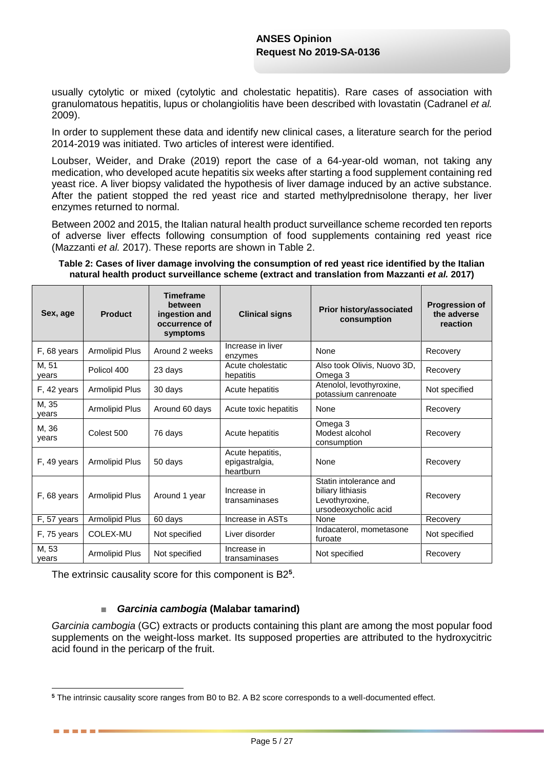usually cytolytic or mixed (cytolytic and cholestatic hepatitis). Rare cases of association with granulomatous hepatitis, lupus or cholangiolitis have been described with lovastatin (Cadranel *et al.* 2009).

In order to supplement these data and identify new clinical cases, a literature search for the period 2014-2019 was initiated. Two articles of interest were identified.

Loubser, Weider, and Drake (2019) report the case of a 64-year-old woman, not taking any medication, who developed acute hepatitis six weeks after starting a food supplement containing red yeast rice. A liver biopsy validated the hypothesis of liver damage induced by an active substance. After the patient stopped the red yeast rice and started methylprednisolone therapy, her liver enzymes returned to normal.

Between 2002 and 2015, the Italian natural health product surveillance scheme recorded ten reports of adverse liver effects following consumption of food supplements containing red yeast rice (Mazzanti *et al.* 2017). These reports are shown in Table 2.

**Table 2: Cases of liver damage involving the consumption of red yeast rice identified by the Italian natural health product surveillance scheme (extract and translation from Mazzanti *et al.* 2017)**

| Sex, age | Product | Timeframe between ingestion and occurrence of symptoms | Clinical signs | Prior history/associated consumption | Progression of the adverse reaction |
|---|---|---|---|---|---|
| F, 68 years | Armolipid Plus | Around 2 weeks | Increase in liver enzymes | None | Recovery |
| M, 51 years | Policol 400 | 23 days | Acute cholestatic hepatitis | Also took Olivis, Nuovo 3D, Omega 3 | Recovery |
| F, 42 years | Armolipid Plus | 30 days | Acute hepatitis | Atenolol, levothyroxine, potassium canrenoate | Not specified |
| M, 35 years | Armolipid Plus | Around 60 days | Acute toxic hepatitis | None | Recovery |
| M, 36 years | Colest 500 | 76 days | Acute hepatitis | Omega 3<br>Modest alcohol consumption | Recovery |
| F, 49 years | Armolipid Plus | 50 days | Acute hepatitis, epigastralgia, heartburn | None | Recovery |
| F, 68 years | Armolipid Plus | Around 1 year | Increase in transaminases | Statin intolerance and biliary lithiasis<br>Levothyroxine, ursodeoxycholic acid | Recovery |
| F, 57 years | Armolipid Plus | 60 days | Increase in ASTs | None | Recovery |
| F, 75 years | COLEX-MU | Not specified | Liver disorder | Indacaterol, mometasone furoate | Not specified |
| M, 53 years | Armolipid Plus | Not specified | Increase in transaminases | Not specified | Recovery |

The extrinsic causality score for this component is B2[5].

- ***Garcinia cambogia* (Malabar tamarind)**

*Garcinia cambogia* (GC) extracts or products containing this plant are among the most popular food supplements on the weight-loss market. Its supposed properties are attributed to the hydroxycitric acid found in the pericarp of the fruit.

---

[5] The intrinsic causality score ranges from B0 to B2. A B2 score corresponds to a well-documented effect.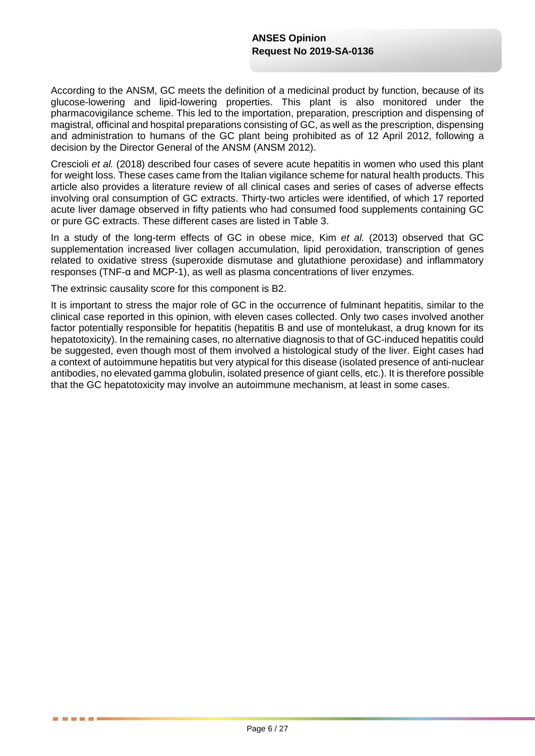According to the ANSM, GC meets the definition of a medicinal product by function, because of its glucose-lowering and lipid-lowering properties. This plant is also monitored under the pharmacovigilance scheme. This led to the importation, preparation, prescription and dispensing of magistral, officinal and hospital preparations consisting of GC, as well as the prescription, dispensing and administration to humans of the GC plant being prohibited as of 12 April 2012, following a decision by the Director General of the ANSM (ANSM 2012).

Crescioli *et al.* (2018) described four cases of severe acute hepatitis in women who used this plant for weight loss. These cases came from the Italian vigilance scheme for natural health products. This article also provides a literature review of all clinical cases and series of cases of adverse effects involving oral consumption of GC extracts. Thirty-two articles were identified, of which 17 reported acute liver damage observed in fifty patients who had consumed food supplements containing GC or pure GC extracts. These different cases are listed in Table 3.

In a study of the long-term effects of GC in obese mice, Kim *et al.* (2013) observed that GC supplementation increased liver collagen accumulation, lipid peroxidation, transcription of genes related to oxidative stress (superoxide dismutase and glutathione peroxidase) and inflammatory responses (TNF-α and MCP-1), as well as plasma concentrations of liver enzymes.

The extrinsic causality score for this component is B2.

It is important to stress the major role of GC in the occurrence of fulminant hepatitis, similar to the clinical case reported in this opinion, with eleven cases collected. Only two cases involved another factor potentially responsible for hepatitis (hepatitis B and use of montelukast, a drug known for its hepatotoxicity). In the remaining cases, no alternative diagnosis to that of GC-induced hepatitis could be suggested, even though most of them involved a histological study of the liver. Eight cases had a context of autoimmune hepatitis but very atypical for this disease (isolated presence of anti-nuclear antibodies, no elevated gamma globulin, isolated presence of giant cells, etc.). It is therefore possible that the GC hepatotoxicity may involve an autoimmune mechanism, at least in some cases.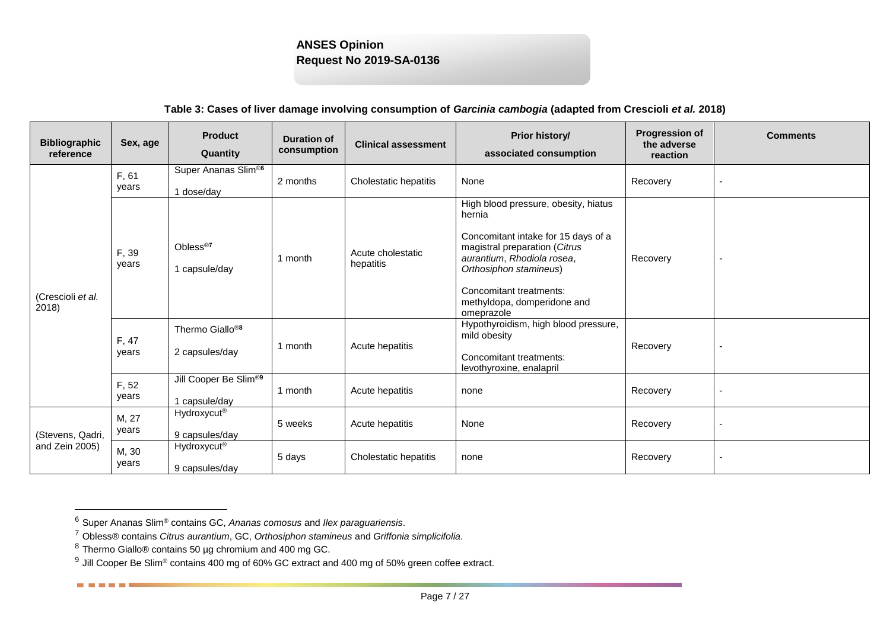**Table 3: Cases of liver damage involving consumption of *Garcinia cambogia* (adapted from Crescioli *et al.* 2018)**

| Bibliographic reference | Sex, age | Product<br>Quantity | Duration of consumption | Clinical assessment | Prior history/<br>associated consumption | Progression of the adverse reaction | Comments |
|---|---|---|---|---|---|---|---|
| (Crescioli *et al.* 2018) | F, 61 years | Super Ananas Slim®[6]<br>1 dose/day | 2 months | Cholestatic hepatitis | None | Recovery | - |
| | F, 39 years | Obless®[7]<br>1 capsule/day | 1 month | Acute cholestatic hepatitis | High blood pressure, obesity, hiatus hernia<br>Concomitant intake for 15 days of a magistral preparation (*Citrus aurantium*, *Rhodiola rosea*, *Orthosiphon stamineus*)<br>Concomitant treatments: methyldopa, domperidone and omeprazole | Recovery | - |
| | F, 47 years | Thermo Giallo®[8]<br>2 capsules/day | 1 month | Acute hepatitis | Hypothyroidism, high blood pressure, mild obesity<br>Concomitant treatments: levothyroxine, enalapril | Recovery | - |
| | F, 52 years | Jill Cooper Be Slim®[9]<br>1 capsule/day | 1 month | Acute hepatitis | none | Recovery | - |
| (Stevens, Qadri, and Zein 2005) | M, 27 years | Hydroxycut®<br>9 capsules/day | 5 weeks | Acute hepatitis | None | Recovery | - |
| | M, 30 years | Hydroxycut®<br>9 capsules/day | 5 days | Cholestatic hepatitis | none | Recovery | - |

[6] Super Ananas Slim® contains GC, *Ananas comosus* and *Ilex paraguariensis*.

[7] Obless® contains *Citrus aurantium*, GC, *Orthosiphon stamineus* and *Griffonia simplicifolia*.

[8] Thermo Giallo® contains 50 µg chromium and 400 mg GC.

[9] Jill Cooper Be Slim® contains 400 mg of 60% GC extract and 400 mg of 50% green coffee extract.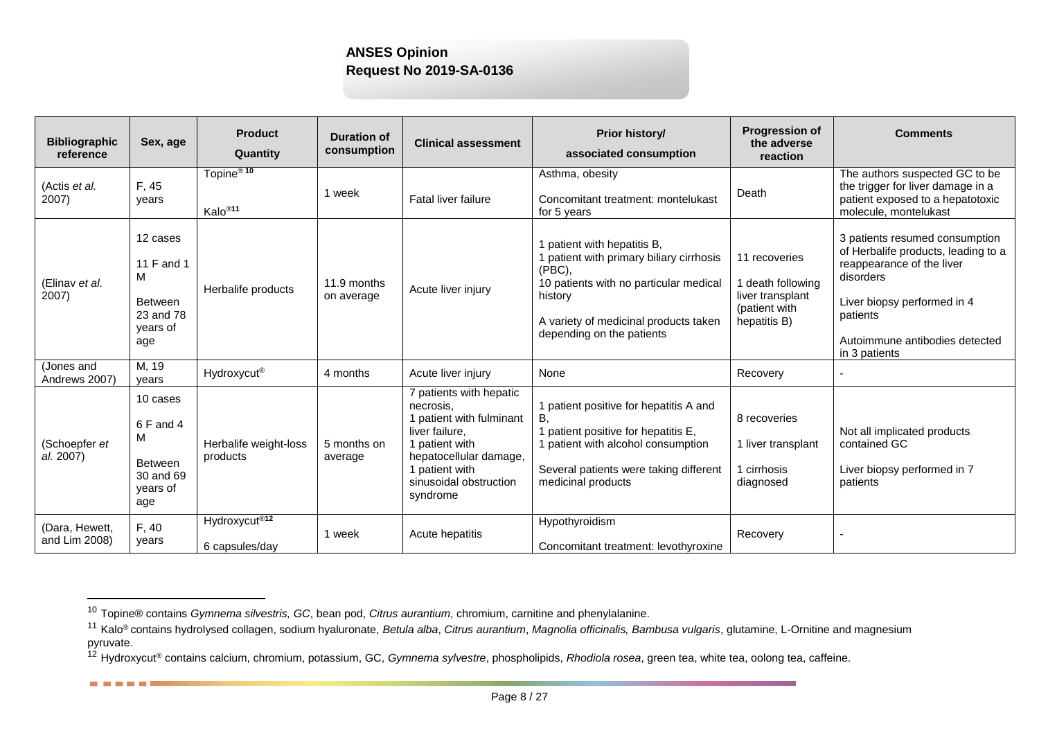| Bibliographic reference | Sex, age | Product<br>Quantity | Duration of consumption | Clinical assessment | Prior history/<br>associated consumption | Progression of the adverse reaction | Comments |
|---|---|---|---|---|---|---|---|
| (Actis *et al.* 2007) | F, 45 years | Topine®[10]<br>Kalo®[11] | 1 week | Fatal liver failure | Asthma, obesity<br>Concomitant treatment: montelukast for 5 years | Death | The authors suspected GC to be the trigger for liver damage in a patient exposed to a hepatotoxic molecule, montelukast |
| (Elinav *et al.* 2007) | 12 cases<br>11 F and 1 M<br>Between 23 and 78 years of age | Herbalife products | 11.9 months on average | Acute liver injury | 1 patient with hepatitis B,<br>1 patient with primary biliary cirrhosis (PBC),<br>10 patients with no particular medical history<br>A variety of medicinal products taken depending on the patients | 11 recoveries<br>1 death following liver transplant (patient with hepatitis B) | 3 patients resumed consumption of Herbalife products, leading to a reappearance of the liver disorders<br>Liver biopsy performed in 4 patients<br>Autoimmune antibodies detected in 3 patients |
| (Jones and Andrews 2007) | M, 19 years | Hydroxycut® | 4 months | Acute liver injury | None | Recovery | - |
| (Schoepfer *et al.* 2007) | 10 cases<br>6 F and 4 M<br>Between 30 and 69 years of age | Herbalife weight-loss products | 5 months on average | 7 patients with hepatic necrosis,<br>1 patient with fulminant liver failure,<br>1 patient with hepatocellular damage,<br>1 patient with sinusoidal obstruction syndrome | 1 patient positive for hepatitis A and B,<br>1 patient positive for hepatitis E,<br>1 patient with alcohol consumption<br>Several patients were taking different medicinal products | 8 recoveries<br>1 liver transplant<br>1 cirrhosis diagnosed | Not all implicated products contained GC<br>Liver biopsy performed in 7 patients |
| (Dara, Hewett, and Lim 2008) | F, 40 years | Hydroxycut®[12]<br>6 capsules/day | 1 week | Acute hepatitis | Hypothyroidism<br>Concomitant treatment: levothyroxine | Recovery | - |

[10] Topine® contains *Gymnema silvestris, GC*, bean pod, *Citrus aurantium*, chromium, carnitine and phenylalanine.

[11] Kalo® contains hydrolysed collagen, sodium hyaluronate, *Betula alba*, *Citrus aurantium*, *Magnolia officinalis, Bambusa vulgaris*, glutamine, L-Ornitine and magnesium pyruvate.

[12] Hydroxycut® contains calcium, chromium, potassium, GC, *Gymnema sylvestre*, phospholipids, *Rhodiola rosea*, green tea, white tea, oolong tea, caffeine.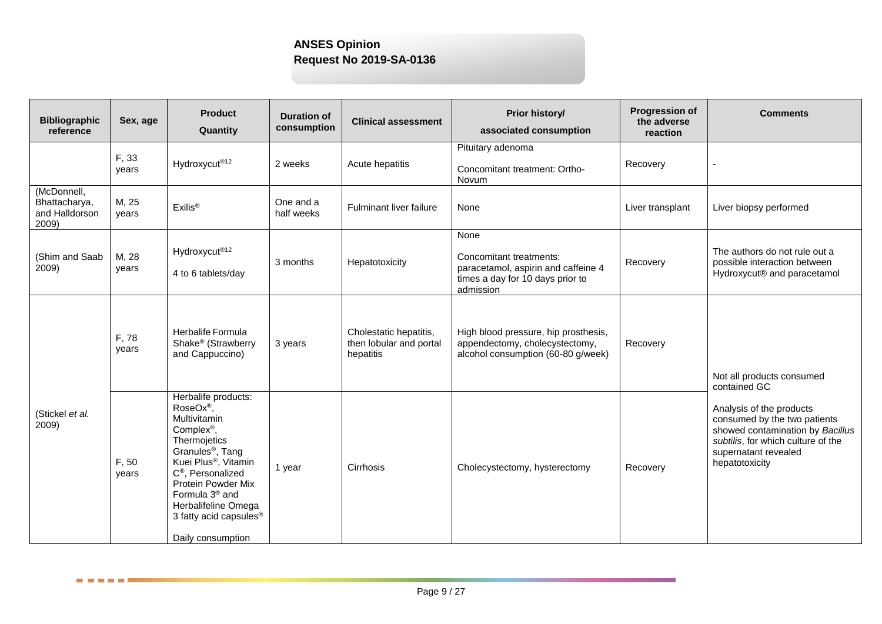| Bibliographic reference | Sex, age | Product<br>Quantity | Duration of consumption | Clinical assessment | Prior history/<br>associated consumption | Progression of the adverse reaction | Comments |
|---|---|---|---|---|---|---|---|
| | F, 33 years | Hydroxycut®[12] | 2 weeks | Acute hepatitis | Pituitary adenoma<br>Concomitant treatment: Ortho-Novum | Recovery | - |
| (McDonnell, Bhattacharya, and Halldorson 2009) | M, 25 years | Exilis® | One and a half weeks | Fulminant liver failure | None | Liver transplant | Liver biopsy performed |
| (Shim and Saab 2009) | M, 28 years | Hydroxycut®[12]<br>4 to 6 tablets/day | 3 months | Hepatotoxicity | None<br>Concomitant treatments: paracetamol, aspirin and caffeine 4 times a day for 10 days prior to admission | Recovery | The authors do not rule out a possible interaction between Hydroxycut® and paracetamol |
| (Stickel *et al.* 2009) | F, 78 years | Herbalife Formula Shake® (Strawberry and Cappuccino) | 3 years | Cholestatic hepatitis, then lobular and portal hepatitis | High blood pressure, hip prosthesis, appendectomy, cholecystectomy, alcohol consumption (60-80 g/week) | Recovery | Not all products consumed contained GC<br>Analysis of the products consumed by the two patients showed contamination by *Bacillus subtilis*, for which culture of the supernatant revealed hepatotoxicity |
| | F, 50 years | Herbalife products: RoseOx®, Multivitamin Complex®, Thermojetics Granules®, Tang Kuei Plus®, Vitamin C®, Personalized Protein Powder Mix Formula 3® and Herbalifeline Omega 3 fatty acid capsules®<br>Daily consumption | 1 year | Cirrhosis | Cholecystectomy, hysterectomy | Recovery | |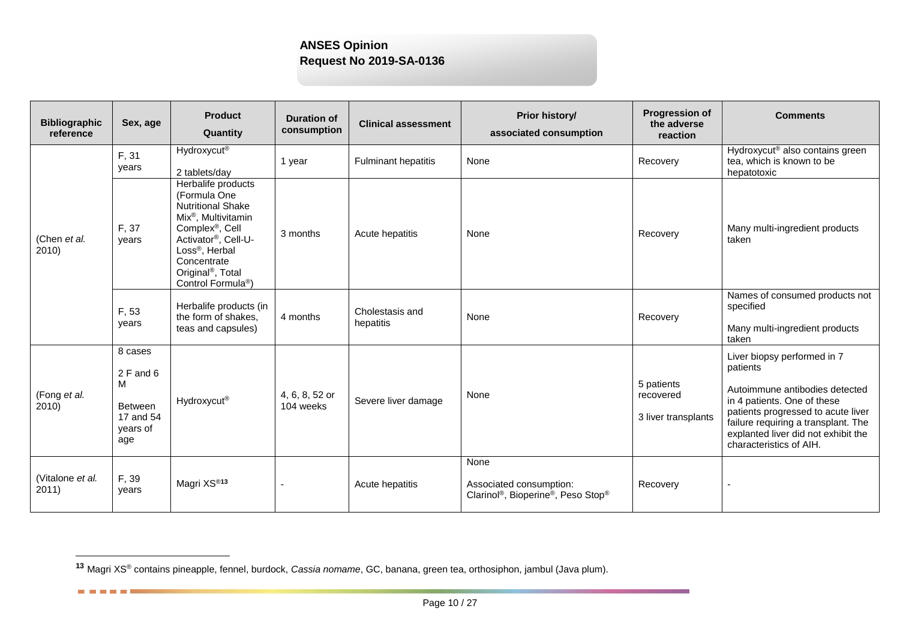| Bibliographic reference | Sex, age | Product Quantity | Duration of consumption | Clinical assessment | Prior history/ associated consumption | Progression of the adverse reaction | Comments |
|---|---|---|---|---|---|---|---|
| (Chen *et al.* 2010) | F, 31 years | Hydroxycut® 2 tablets/day | 1 year | Fulminant hepatitis | None | Recovery | Hydroxycut® also contains green tea, which is known to be hepatotoxic |
| | F, 37 years | Herbalife products (Formula One Nutritional Shake Mix®, Multivitamin Complex®, Cell Activator®, Cell-U-Loss®, Herbal Concentrate Original®, Total Control Formula®) | 3 months | Acute hepatitis | None | Recovery | Many multi-ingredient products taken |
| | F, 53 years | Herbalife products (in the form of shakes, teas and capsules) | 4 months | Cholestasis and hepatitis | None | Recovery | Names of consumed products not specified<br><br>Many multi-ingredient products taken |
| (Fong *et al.* 2010) | 8 cases<br><br>2 F and 6 M<br><br>Between 17 and 54 years of age | Hydroxycut® | 4, 6, 8, 52 or 104 weeks | Severe liver damage | None | 5 patients recovered<br><br>3 liver transplants | Liver biopsy performed in 7 patients<br><br>Autoimmune antibodies detected in 4 patients. One of these patients progressed to acute liver failure requiring a transplant. The explanted liver did not exhibit the characteristics of AIH. |
| (Vitalone *et al.* 2011) | F, 39 years | Magri XS®[13] | - | Acute hepatitis | None<br><br>Associated consumption: Clarinol®, Bioperine®, Peso Stop® | Recovery | - |

[13] Magri XS® contains pineapple, fennel, burdock, *Cassia nomame*, GC, banana, green tea, orthosiphon, jambul (Java plum).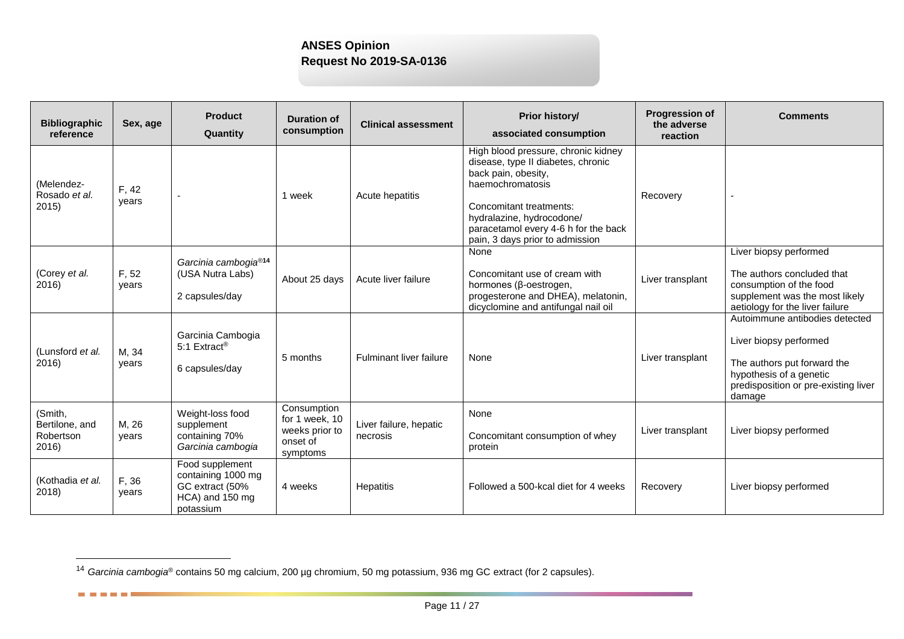| Bibliographic reference | Sex, age | Product<br>Quantity | Duration of consumption | Clinical assessment | Prior history/<br>associated consumption | Progression of the adverse reaction | Comments |
|---|---|---|---|---|---|---|---|
| (Melendez-Rosado *et al.* 2015) | F, 42 years | - | 1 week | Acute hepatitis | High blood pressure, chronic kidney disease, type II diabetes, chronic back pain, obesity, haemochromatosis<br><br>Concomitant treatments: hydralazine, hydrocodone/ paracetamol every 4-6 h for the back pain, 3 days prior to admission | Recovery | - |
| (Corey *et al.* 2016) | F, 52 years | *Garcinia cambogia*®[14] (USA Nutra Labs)<br><br>2 capsules/day | About 25 days | Acute liver failure | None<br><br>Concomitant use of cream with hormones (β-oestrogen, progesterone and DHEA), melatonin, dicyclomine and antifungal nail oil | Liver transplant | Liver biopsy performed<br><br>The authors concluded that consumption of the food supplement was the most likely aetiology for the liver failure |
| (Lunsford *et al.* 2016) | M, 34 years | Garcinia Cambogia 5:1 Extract®<br><br>6 capsules/day | 5 months | Fulminant liver failure | None | Liver transplant | Autoimmune antibodies detected<br><br>Liver biopsy performed<br><br>The authors put forward the hypothesis of a genetic predisposition or pre-existing liver damage |
| (Smith, Bertilone, and Robertson 2016) | M, 26 years | Weight-loss food supplement containing 70% *Garcinia cambogia* | Consumption for 1 week, 10 weeks prior to onset of symptoms | Liver failure, hepatic necrosis | None<br><br>Concomitant consumption of whey protein | Liver transplant | Liver biopsy performed |
| (Kothadia *et al.* 2018) | F, 36 years | Food supplement containing 1000 mg GC extract (50% HCA) and 150 mg potassium | 4 weeks | Hepatitis | Followed a 500-kcal diet for 4 weeks | Recovery | Liver biopsy performed |

[14] *Garcinia cambogia*® contains 50 mg calcium, 200 µg chromium, 50 mg potassium, 936 mg GC extract (for 2 capsules).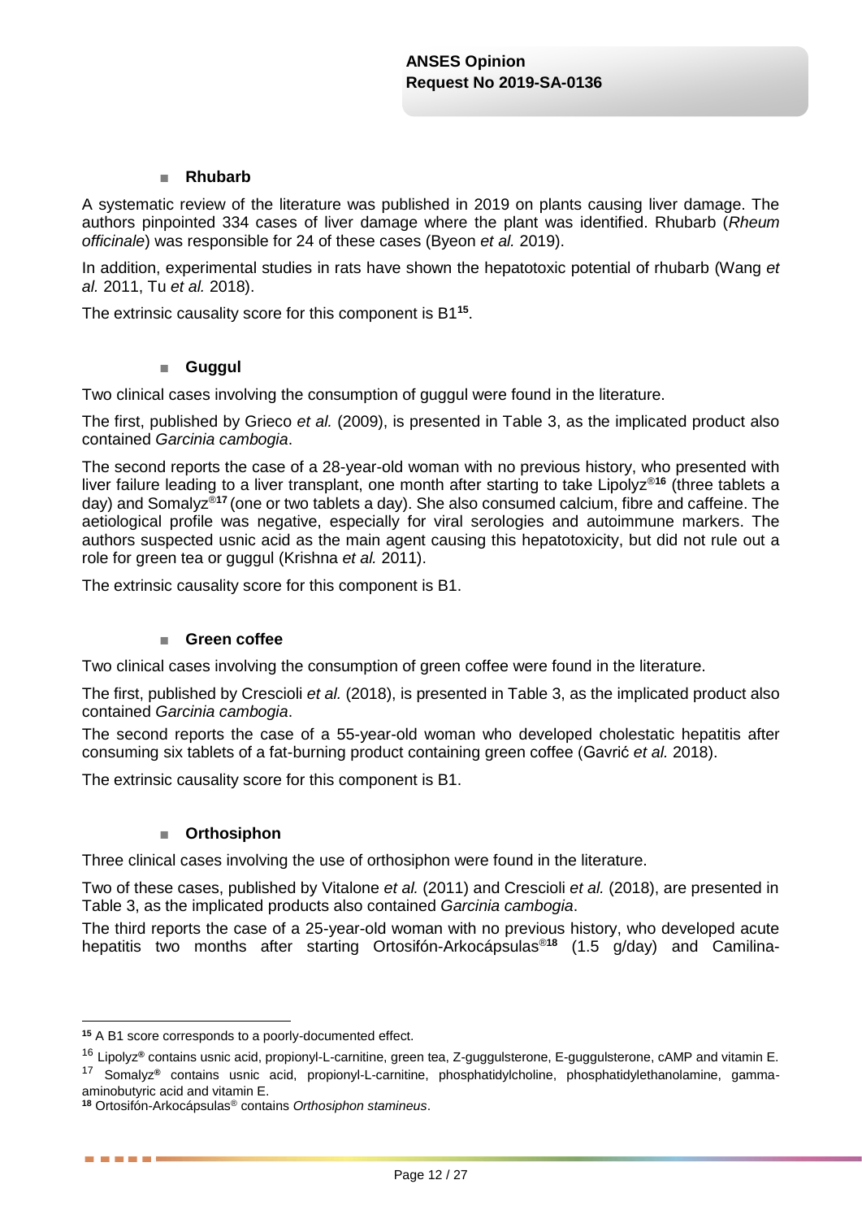## ■ Rhubarb

A systematic review of the literature was published in 2019 on plants causing liver damage. The authors pinpointed 334 cases of liver damage where the plant was identified. Rhubarb (*Rheum officinale*) was responsible for 24 of these cases (Byeon *et al.* 2019).

In addition, experimental studies in rats have shown the hepatotoxic potential of rhubarb (Wang *et al.* 2011, Tu *et al.* 2018).

The extrinsic causality score for this component is B1[15].

## ■ Guggul

Two clinical cases involving the consumption of guggul were found in the literature.

The first, published by Grieco *et al.* (2009), is presented in Table 3, as the implicated product also contained *Garcinia cambogia*.

The second reports the case of a 28-year-old woman with no previous history, who presented with liver failure leading to a liver transplant, one month after starting to take Lipolyz®[16] (three tablets a day) and Somalyz®[17] (one or two tablets a day). She also consumed calcium, fibre and caffeine. The aetiological profile was negative, especially for viral serologies and autoimmune markers. The authors suspected usnic acid as the main agent causing this hepatotoxicity, but did not rule out a role for green tea or guggul (Krishna *et al.* 2011).

The extrinsic causality score for this component is B1.

## ■ Green coffee

Two clinical cases involving the consumption of green coffee were found in the literature.

The first, published by Crescioli *et al.* (2018), is presented in Table 3, as the implicated product also contained *Garcinia cambogia*.

The second reports the case of a 55-year-old woman who developed cholestatic hepatitis after consuming six tablets of a fat-burning product containing green coffee (Gavrić *et al.* 2018).

The extrinsic causality score for this component is B1.

## ■ Orthosiphon

Three clinical cases involving the use of orthosiphon were found in the literature.

Two of these cases, published by Vitalone *et al.* (2011) and Crescioli *et al.* (2018), are presented in Table 3, as the implicated products also contained *Garcinia cambogia*.

The third reports the case of a 25-year-old woman with no previous history, who developed acute hepatitis two months after starting Ortosifón-Arkocápsulas®[18] (1.5 g/day) and Camilina-

---

[15] A B1 score corresponds to a poorly-documented effect.

[16] Lipolyz® contains usnic acid, propionyl-L-carnitine, green tea, Z-guggulsterone, E-guggulsterone, cAMP and vitamin E.

[17] Somalyz® contains usnic acid, propionyl-L-carnitine, phosphatidylcholine, phosphatidylethanolamine, gamma-aminobutyric acid and vitamin E.

[18] Ortosifón-Arkocápsulas® contains *Orthosiphon stamineus*.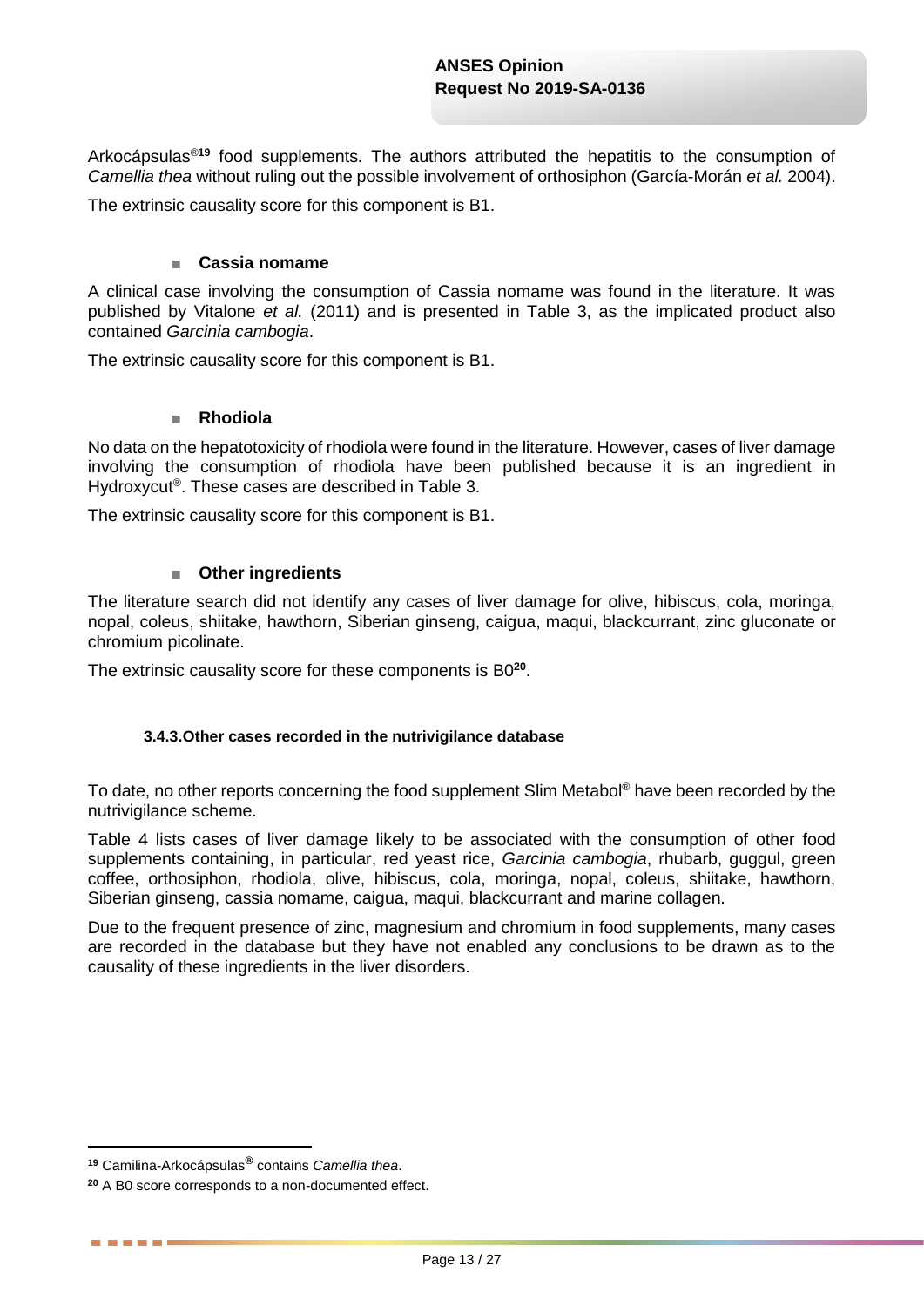Arkocápsulas®[19] food supplements. The authors attributed the hepatitis to the consumption of *Camellia thea* without ruling out the possible involvement of orthosiphon (García-Morán *et al.* 2004).

The extrinsic causality score for this component is B1.

- **Cassia nomame**

A clinical case involving the consumption of Cassia nomame was found in the literature. It was published by Vitalone *et al.* (2011) and is presented in Table 3, as the implicated product also contained *Garcinia cambogia*.

The extrinsic causality score for this component is B1.

- **Rhodiola**

No data on the hepatotoxicity of rhodiola were found in the literature. However, cases of liver damage involving the consumption of rhodiola have been published because it is an ingredient in Hydroxycut®. These cases are described in Table 3.

The extrinsic causality score for this component is B1.

- **Other ingredients**

The literature search did not identify any cases of liver damage for olive, hibiscus, cola, moringa, nopal, coleus, shiitake, hawthorn, Siberian ginseng, caigua, maqui, blackcurrant, zinc gluconate or chromium picolinate.

The extrinsic causality score for these components is B0[20].

#### 3.4.3. Other cases recorded in the nutrivigilance database

To date, no other reports concerning the food supplement Slim Metabol® have been recorded by the nutrivigilance scheme.

Table 4 lists cases of liver damage likely to be associated with the consumption of other food supplements containing, in particular, red yeast rice, *Garcinia cambogia*, rhubarb, guggul, green coffee, orthosiphon, rhodiola, olive, hibiscus, cola, moringa, nopal, coleus, shiitake, hawthorn, Siberian ginseng, cassia nomame, caigua, maqui, blackcurrant and marine collagen.

Due to the frequent presence of zinc, magnesium and chromium in food supplements, many cases are recorded in the database but they have not enabled any conclusions to be drawn as to the causality of these ingredients in the liver disorders.

---

[19] Camilina-Arkocápsulas® contains *Camellia thea*.

[20] A B0 score corresponds to a non-documented effect.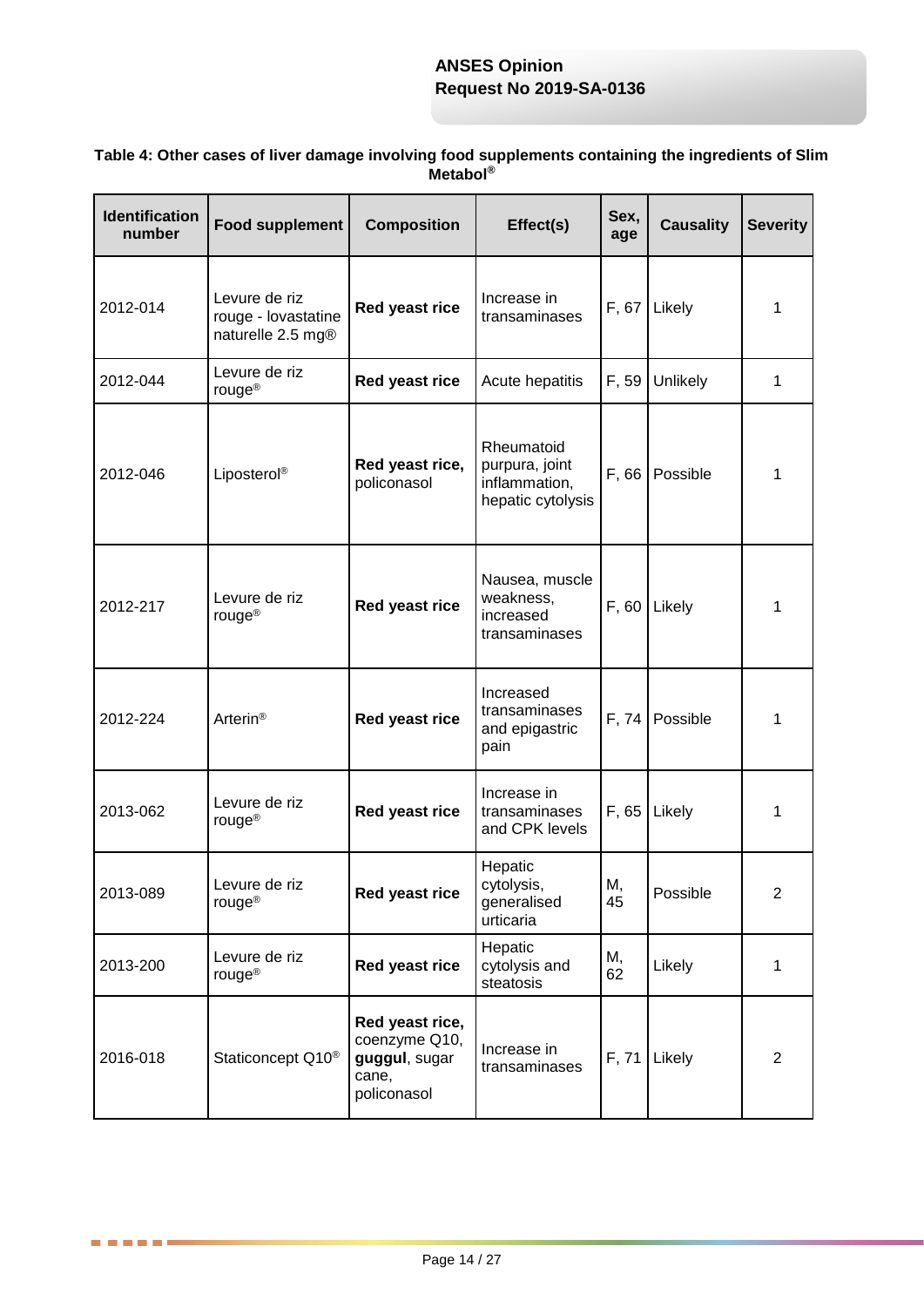**Table 4: Other cases of liver damage involving food supplements containing the ingredients of Slim Metabol®**

| Identification number | Food supplement | Composition | Effect(s) | Sex, age | Causality | Severity |
|---|---|---|---|---|---|---|
| 2012-014 | Levure de riz rouge - lovastatine naturelle 2.5 mg® | **Red yeast rice** | Increase in transaminases | F, 67 | Likely | 1 |
| 2012-044 | Levure de riz rouge® | **Red yeast rice** | Acute hepatitis | F, 59 | Unlikely | 1 |
| 2012-046 | Liposterol® | **Red yeast rice,** policonasol | Rheumatoid purpura, joint inflammation, hepatic cytolysis | F, 66 | Possible | 1 |
| 2012-217 | Levure de riz rouge® | **Red yeast rice** | Nausea, muscle weakness, increased transaminases | F, 60 | Likely | 1 |
| 2012-224 | Arterin® | **Red yeast rice** | Increased transaminases and epigastric pain | F, 74 | Possible | 1 |
| 2013-062 | Levure de riz rouge® | **Red yeast rice** | Increase in transaminases and CPK levels | F, 65 | Likely | 1 |
| 2013-089 | Levure de riz rouge® | **Red yeast rice** | Hepatic cytolysis, generalised urticaria | M, 45 | Possible | 2 |
| 2013-200 | Levure de riz rouge® | **Red yeast rice** | Hepatic cytolysis and steatosis | M, 62 | Likely | 1 |
| 2016-018 | Staticoncept Q10® | **Red yeast rice,** coenzyme Q10, **guggul**, sugar cane, policonasol | Increase in transaminases | F, 71 | Likely | 2 |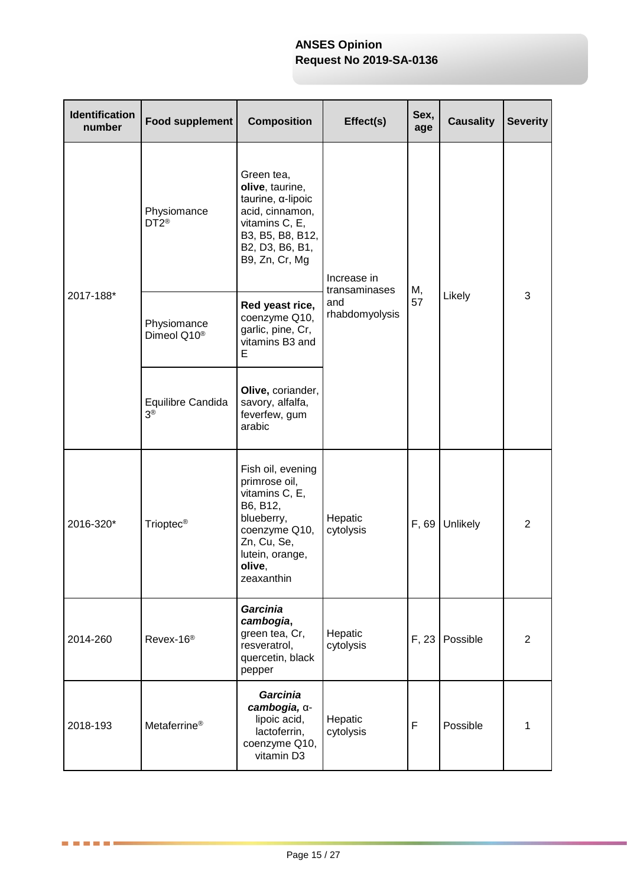| Identification number | Food supplement | Composition | Effect(s) | Sex, age | Causality | Severity |
|---|---|---|---|---|---|---|
| 2017-188* | Physiomance DT2® | Green tea, **olive**, taurine, taurine, α-lipoic acid, cinnamon, vitamins C, E, B3, B5, B8, B12, B2, D3, B6, B1, B9, Zn, Cr, Mg | Increase in transaminases and rhabdomyolysis | M, 57 | Likely | 3 |
| | Physiomance Dimeol Q10® | **Red yeast rice,** coenzyme Q10, garlic, pine, Cr, vitamins B3 and E | | | | |
| | Equilibre Candida 3® | **Olive,** coriander, savory, alfalfa, feverfew, gum arabic | | | | |
| 2016-320* | Trioptec® | Fish oil, evening primrose oil, vitamins C, E, B6, B12, blueberry, coenzyme Q10, Zn, Cu, Se, lutein, orange, **olive**, zeaxanthin | Hepatic cytolysis | F, 69 | Unlikely | 2 |
| 2014-260 | Revex-16® | ***Garcinia cambogia*,** green tea, Cr, resveratrol, quercetin, black pepper | Hepatic cytolysis | F, 23 | Possible | 2 |
| 2018-193 | Metaferrine® | ***Garcinia cambogia,*** α-lipoic acid, lactoferrin, coenzyme Q10, vitamin D3 | Hepatic cytolysis | F | Possible | 1 |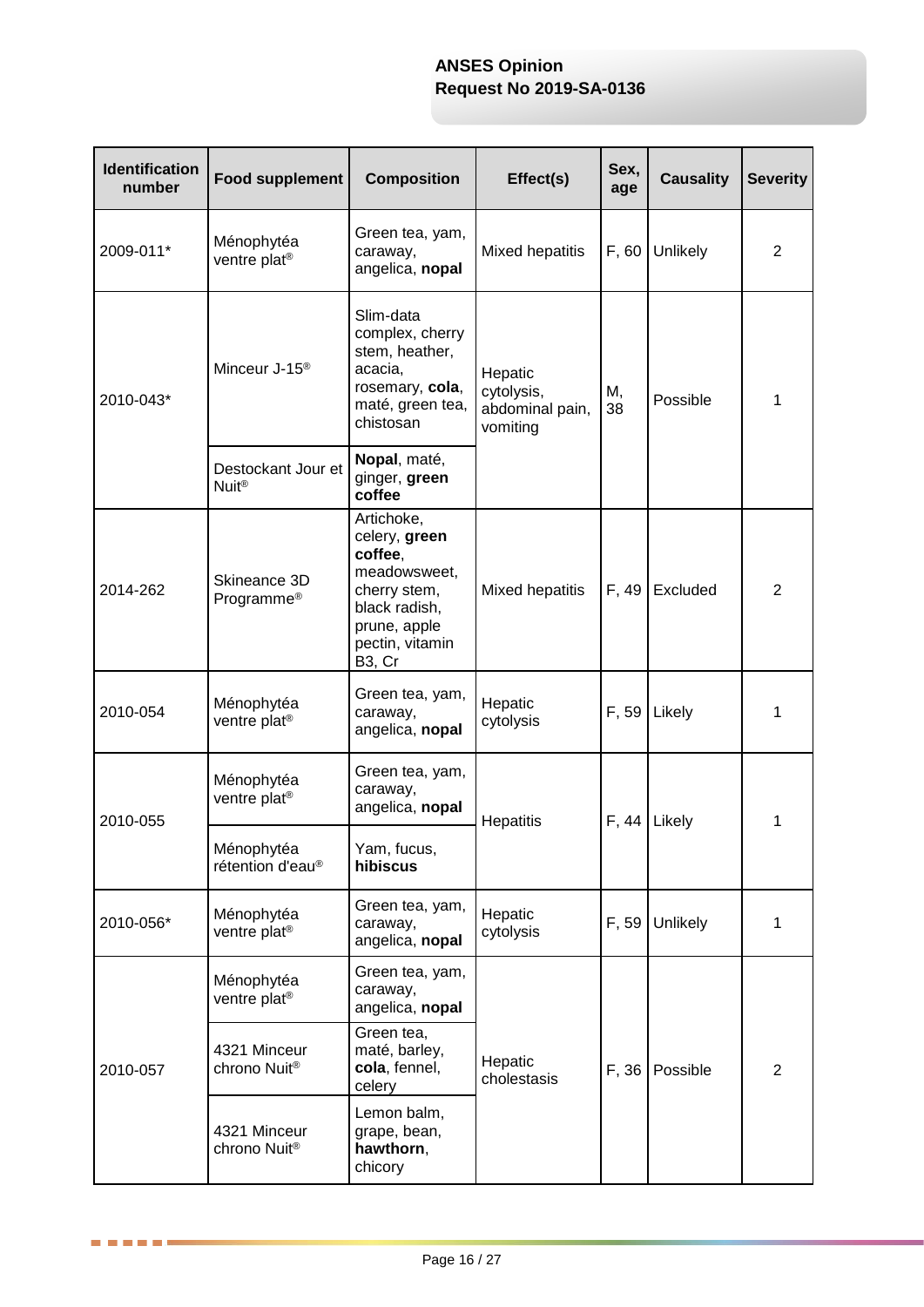| Identification number | Food supplement | Composition | Effect(s) | Sex, age | Causality | Severity |
|---|---|---|---|---|---|---|
| 2009-011* | Ménophytéa ventre plat® | Green tea, yam, caraway, angelica, **nopal** | Mixed hepatitis | F, 60 | Unlikely | 2 |
| 2010-043* | Minceur J-15® | Slim-data complex, cherry stem, heather, acacia, rosemary, **cola**, maté, green tea, chistosan | Hepatic cytolysis, abdominal pain, vomiting | M, 38 | Possible | 1 |
| | Destockant Jour et Nuit® | **Nopal**, maté, ginger, **green coffee** | | | | |
| 2014-262 | Skineance 3D Programme® | Artichoke, celery, **green coffee**, meadowsweet, cherry stem, black radish, prune, apple pectin, vitamin B3, Cr | Mixed hepatitis | F, 49 | Excluded | 2 |
| 2010-054 | Ménophytéa ventre plat® | Green tea, yam, caraway, angelica, **nopal** | Hepatic cytolysis | F, 59 | Likely | 1 |
| 2010-055 | Ménophytéa ventre plat® | Green tea, yam, caraway, angelica, **nopal** | Hepatitis | F, 44 | Likely | 1 |
| | Ménophytéa rétention d'eau® | Yam, fucus, **hibiscus** | | | | |
| 2010-056* | Ménophytéa ventre plat® | Green tea, yam, caraway, angelica, **nopal** | Hepatic cytolysis | F, 59 | Unlikely | 1 |
| 2010-057 | Ménophytéa ventre plat® | Green tea, yam, caraway, angelica, **nopal** | Hepatic cholestasis | F, 36 | Possible | 2 |
| | 4321 Minceur chrono Nuit® | Green tea, maté, barley, **cola**, fennel, celery | | | | |
| | 4321 Minceur chrono Nuit® | Lemon balm, grape, bean, **hawthorn**, chicory | | | | |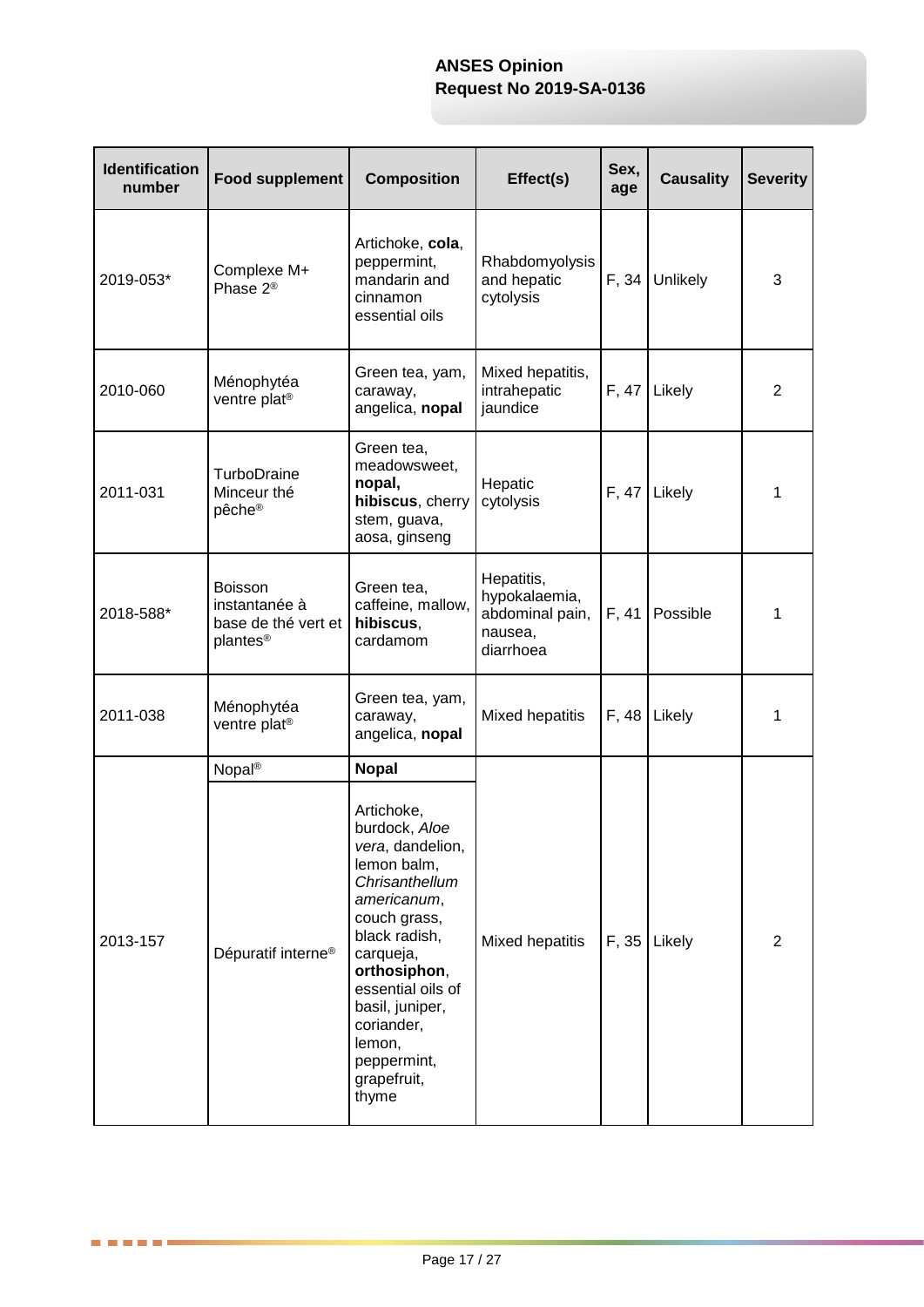| Identification number | Food supplement | Composition | Effect(s) | Sex, age | Causality | Severity |
|---|---|---|---|---|---|---|
| 2019-053* | Complexe M+ Phase 2® | Artichoke, **cola**, peppermint, mandarin and cinnamon essential oils | Rhabdomyolysis and hepatic cytolysis | F, 34 | Unlikely | 3 |
| 2010-060 | Ménophytéa ventre plat® | Green tea, yam, caraway, angelica, **nopal** | Mixed hepatitis, intrahepatic jaundice | F, 47 | Likely | 2 |
| 2011-031 | TurboDraine Minceur thé pêche® | Green tea, meadowsweet, **nopal, hibiscus**, cherry stem, guava, aosa, ginseng | Hepatic cytolysis | F, 47 | Likely | 1 |
| 2018-588* | Boisson instantanée à base de thé vert et plantes® | Green tea, caffeine, mallow, **hibiscus**, cardamom | Hepatitis, hypokalaemia, abdominal pain, nausea, diarrhoea | F, 41 | Possible | 1 |
| 2011-038 | Ménophytéa ventre plat® | Green tea, yam, caraway, angelica, **nopal** | Mixed hepatitis | F, 48 | Likely | 1 |
| 2013-157 | Nopal® | **Nopal** | Mixed hepatitis | F, 35 | Likely | 2 |
| | Dépuratif interne® | Artichoke, burdock, *Aloe vera*, dandelion, lemon balm, *Chrisanthellum americanum*, couch grass, black radish, carqueja, **orthosiphon**, essential oils of basil, juniper, coriander, lemon, peppermint, grapefruit, thyme | | | | |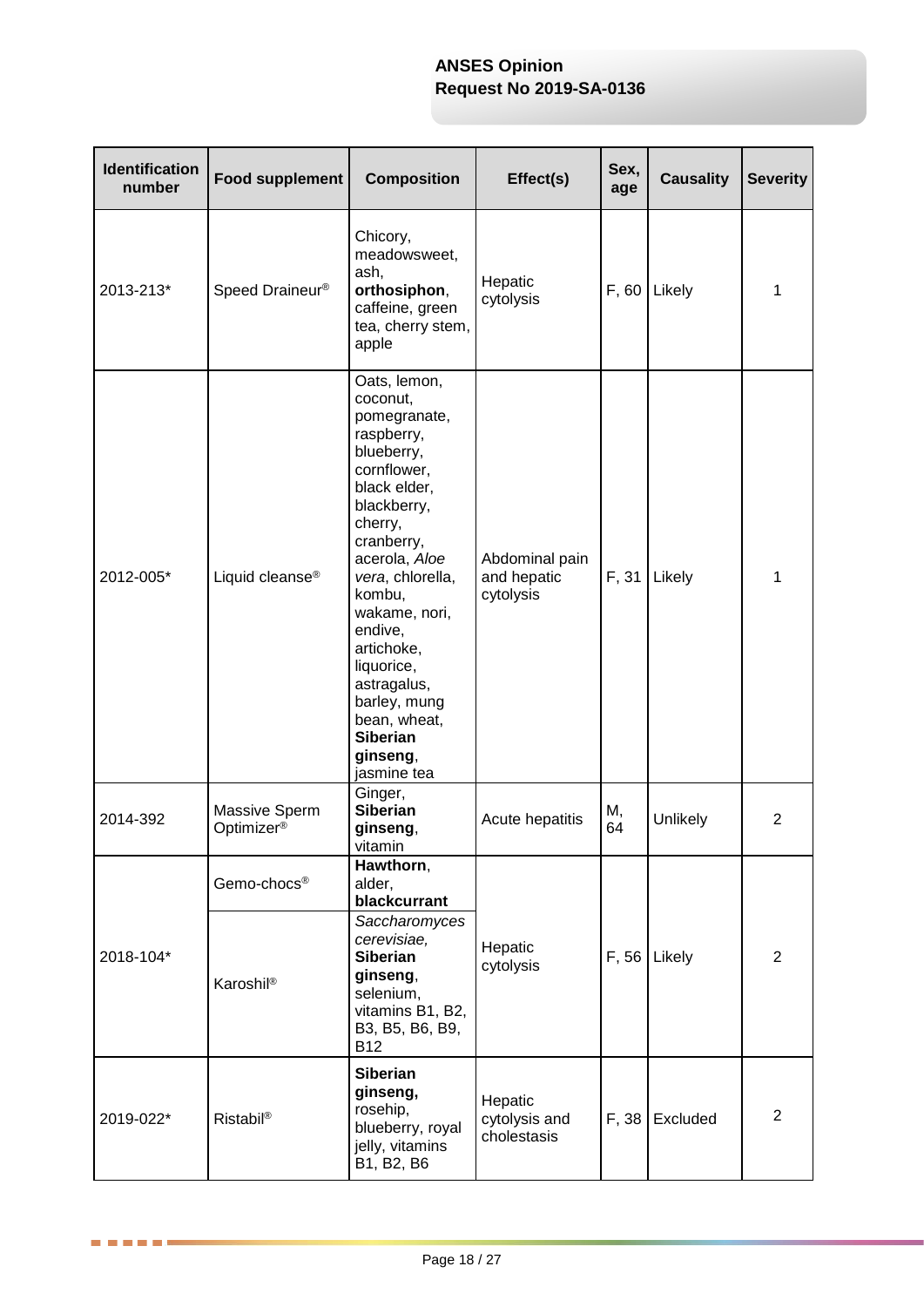| Identification number | Food supplement | Composition | Effect(s) | Sex, age | Causality | Severity |
|---|---|---|---|---|---|---|
| 2013-213* | Speed Draineur® | Chicory, meadowsweet, ash, **orthosiphon**, caffeine, green tea, cherry stem, apple | Hepatic cytolysis | F, 60 | Likely | 1 |
| 2012-005* | Liquid cleanse® | Oats, lemon, coconut, pomegranate, raspberry, blueberry, cornflower, black elder, blackberry, cherry, cranberry, acerola, *Aloe vera*, chlorella, kombu, wakame, nori, endive, artichoke, liquorice, astragalus, barley, mung bean, wheat, **Siberian ginseng**, jasmine tea | Abdominal pain and hepatic cytolysis | F, 31 | Likely | 1 |
| 2014-392 | Massive Sperm Optimizer® | Ginger, **Siberian ginseng**, vitamin | Acute hepatitis | M, 64 | Unlikely | 2 |
| 2018-104* | Gemo-chocs® | **Hawthorn**, alder, **blackcurrant** | Hepatic cytolysis | F, 56 | Likely | 2 |
| | Karoshil® | *Saccharomyces cerevisiae*, **Siberian ginseng**, selenium, vitamins B1, B2, B3, B5, B6, B9, B12 | | | | |
| 2019-022* | Ristabil® | **Siberian ginseng,** rosehip, blueberry, royal jelly, vitamins B1, B2, B6 | Hepatic cytolysis and cholestasis | F, 38 | Excluded | 2 |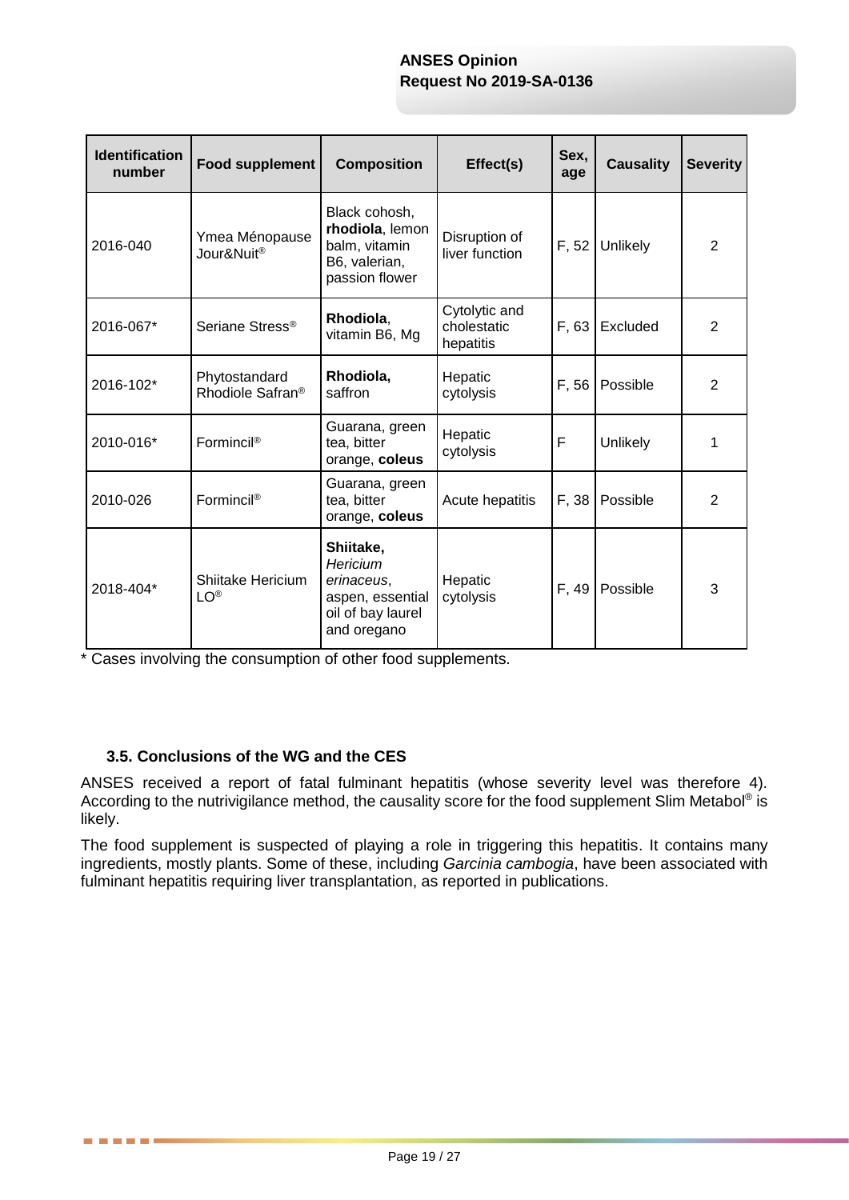| Identification number | Food supplement | Composition | Effect(s) | Sex, age | Causality | Severity |
|---|---|---|---|---|---|---|
| 2016-040 | Ymea Ménopause Jour&Nuit® | Black cohosh, **rhodiola**, lemon balm, vitamin B6, valerian, passion flower | Disruption of liver function | F, 52 | Unlikely | 2 |
| 2016-067* | Seriane Stress® | **Rhodiola**, vitamin B6, Mg | Cytolytic and cholestatic hepatitis | F, 63 | Excluded | 2 |
| 2016-102* | Phytostandard Rhodiole Safran® | **Rhodiola,** saffron | Hepatic cytolysis | F, 56 | Possible | 2 |
| 2010-016* | Formincil® | Guarana, green tea, bitter orange, **coleus** | Hepatic cytolysis | F | Unlikely | 1 |
| 2010-026 | Formincil® | Guarana, green tea, bitter orange, **coleus** | Acute hepatitis | F, 38 | Possible | 2 |
| 2018-404* | Shiitake Hericium LO® | **Shiitake,** *Hericium erinaceus*, aspen, essential oil of bay laurel and oregano | Hepatic cytolysis | F, 49 | Possible | 3 |

* Cases involving the consumption of other food supplements.

### 3.5. Conclusions of the WG and the CES

ANSES received a report of fatal fulminant hepatitis (whose severity level was therefore 4). According to the nutrivigilance method, the causality score for the food supplement Slim Metabol® is likely.

The food supplement is suspected of playing a role in triggering this hepatitis. It contains many ingredients, mostly plants. Some of these, including *Garcinia cambogia*, have been associated with fulminant hepatitis requiring liver transplantation, as reported in publications.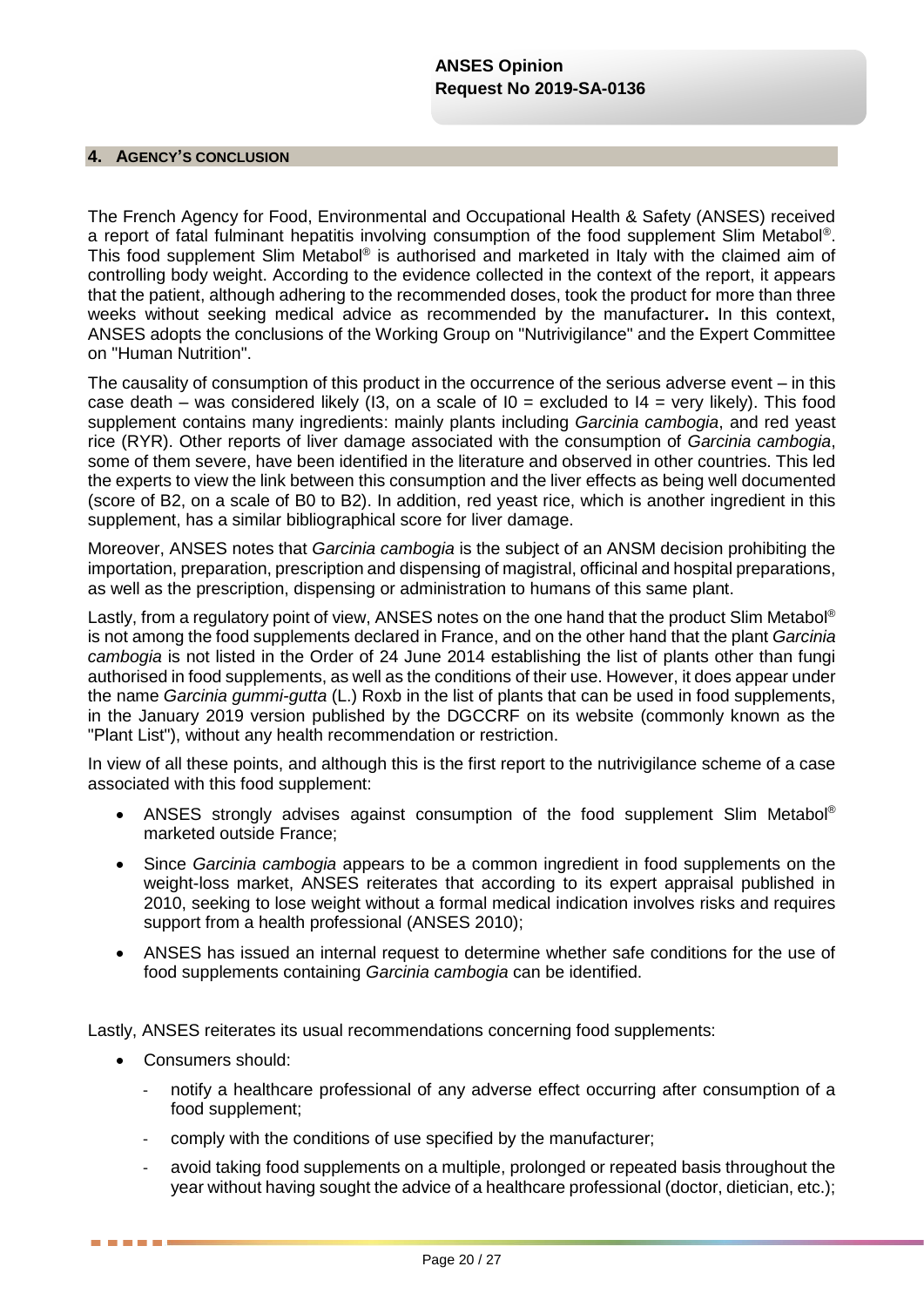## 4. AGENCY'S CONCLUSION

The French Agency for Food, Environmental and Occupational Health & Safety (ANSES) received a report of fatal fulminant hepatitis involving consumption of the food supplement Slim Metabol®. This food supplement Slim Metabol® is authorised and marketed in Italy with the claimed aim of controlling body weight. According to the evidence collected in the context of the report, it appears that the patient, although adhering to the recommended doses, took the product for more than three weeks without seeking medical advice as recommended by the manufacturer**.** In this context, ANSES adopts the conclusions of the Working Group on "Nutrivigilance" and the Expert Committee on "Human Nutrition".

The causality of consumption of this product in the occurrence of the serious adverse event – in this case death – was considered likely (I3, on a scale of I0 = excluded to I4 = very likely). This food supplement contains many ingredients: mainly plants including *Garcinia cambogia*, and red yeast rice (RYR). Other reports of liver damage associated with the consumption of *Garcinia cambogia*, some of them severe, have been identified in the literature and observed in other countries. This led the experts to view the link between this consumption and the liver effects as being well documented (score of B2, on a scale of B0 to B2). In addition, red yeast rice, which is another ingredient in this supplement, has a similar bibliographical score for liver damage.

Moreover, ANSES notes that *Garcinia cambogia* is the subject of an ANSM decision prohibiting the importation, preparation, prescription and dispensing of magistral, officinal and hospital preparations, as well as the prescription, dispensing or administration to humans of this same plant.

Lastly, from a regulatory point of view, ANSES notes on the one hand that the product Slim Metabol® is not among the food supplements declared in France, and on the other hand that the plant *Garcinia cambogia* is not listed in the Order of 24 June 2014 establishing the list of plants other than fungi authorised in food supplements, as well as the conditions of their use. However, it does appear under the name *Garcinia gummi-gutta* (L.) Roxb in the list of plants that can be used in food supplements, in the January 2019 version published by the DGCCRF on its website (commonly known as the "Plant List"), without any health recommendation or restriction.

In view of all these points, and although this is the first report to the nutrivigilance scheme of a case associated with this food supplement:

- ANSES strongly advises against consumption of the food supplement Slim Metabol® marketed outside France;
- Since *Garcinia cambogia* appears to be a common ingredient in food supplements on the weight-loss market, ANSES reiterates that according to its expert appraisal published in 2010, seeking to lose weight without a formal medical indication involves risks and requires support from a health professional (ANSES 2010);
- ANSES has issued an internal request to determine whether safe conditions for the use of food supplements containing *Garcinia cambogia* can be identified.

Lastly, ANSES reiterates its usual recommendations concerning food supplements:

- Consumers should:
  - notify a healthcare professional of any adverse effect occurring after consumption of a food supplement;
  - comply with the conditions of use specified by the manufacturer;
  - avoid taking food supplements on a multiple, prolonged or repeated basis throughout the year without having sought the advice of a healthcare professional (doctor, dietician, etc.);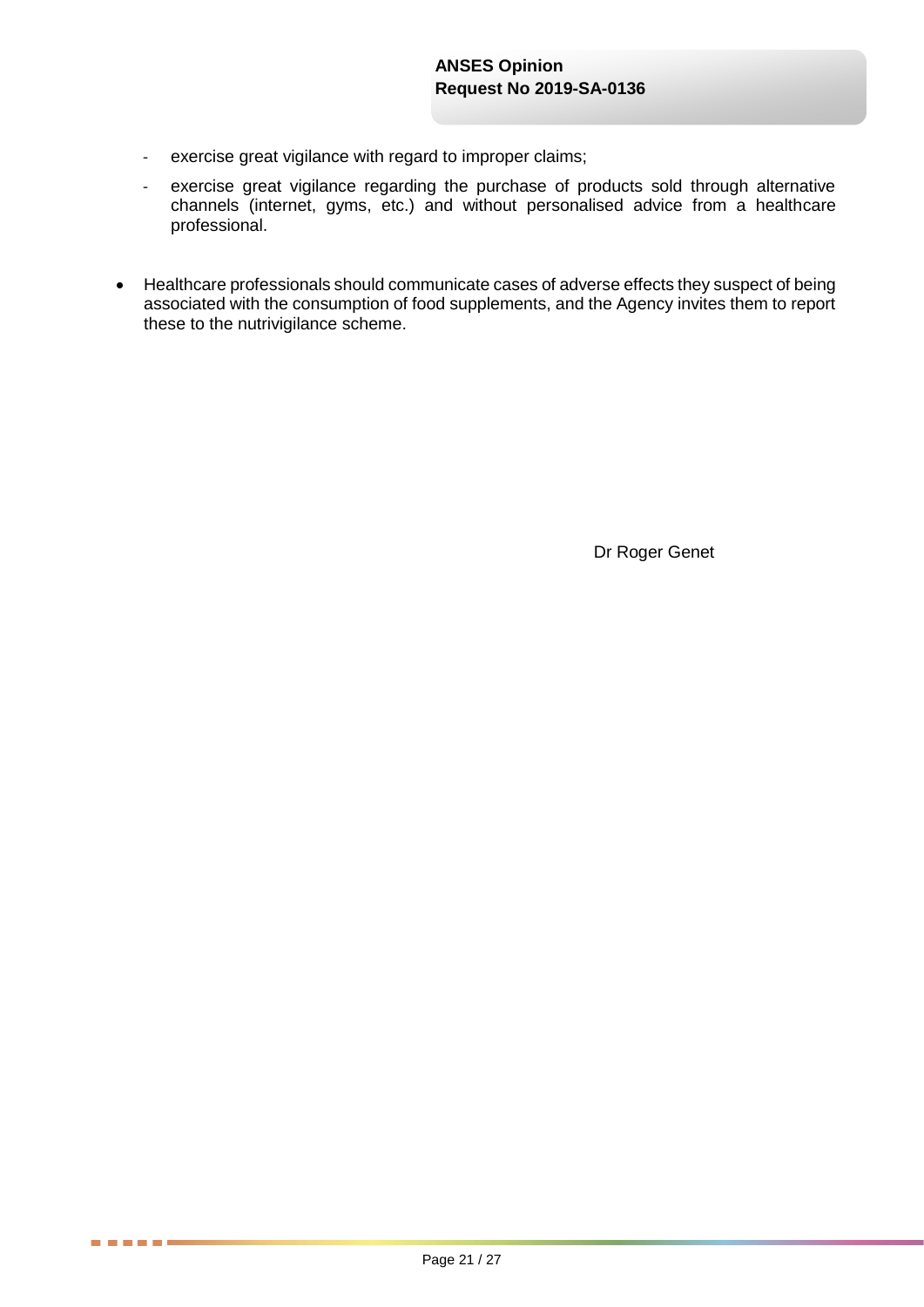- exercise great vigilance with regard to improper claims;
- exercise great vigilance regarding the purchase of products sold through alternative channels (internet, gyms, etc.) and without personalised advice from a healthcare professional.

- Healthcare professionals should communicate cases of adverse effects they suspect of being associated with the consumption of food supplements, and the Agency invites them to report these to the nutrivigilance scheme.

Dr Roger Genet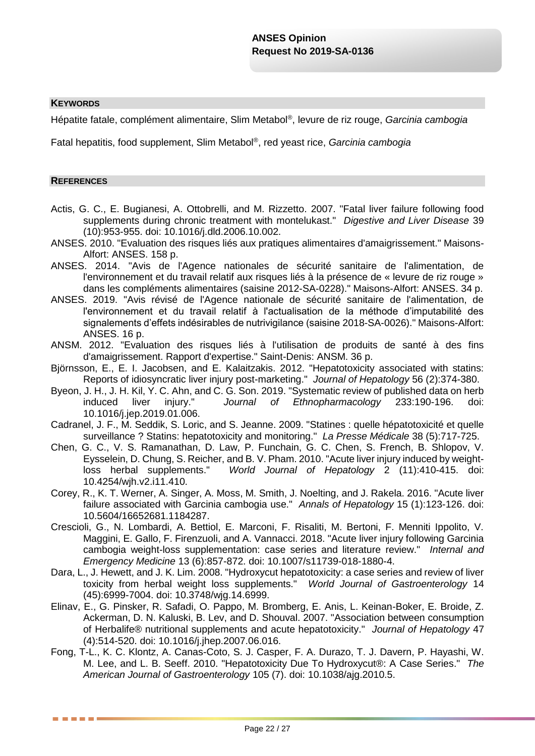## KEYWORDS

Hépatite fatale, complément alimentaire, Slim Metabol®, levure de riz rouge, *Garcinia cambogia*

Fatal hepatitis, food supplement, Slim Metabol®, red yeast rice, *Garcinia cambogia*

## REFERENCES

Actis, G. C., E. Bugianesi, A. Ottobrelli, and M. Rizzetto. 2007. "Fatal liver failure following food supplements during chronic treatment with montelukast." *Digestive and Liver Disease* 39 (10):953-955. doi: 10.1016/j.dld.2006.10.002.

ANSES. 2010. "Evaluation des risques liés aux pratiques alimentaires d'amaigrissement." Maisons-Alfort: ANSES. 158 p.

ANSES. 2014. "Avis de l'Agence nationales de sécurité sanitaire de l'alimentation, de l'environnement et du travail relatif aux risques liés à la présence de « levure de riz rouge » dans les compléments alimentaires (saisine 2012-SA-0228)." Maisons-Alfort: ANSES. 34 p.

ANSES. 2019. "Avis révisé de l'Agence nationale de sécurité sanitaire de l'alimentation, de l'environnement et du travail relatif à l'actualisation de la méthode d'imputabilité des signalements d'effets indésirables de nutrivigilance (saisine 2018-SA-0026)." Maisons-Alfort: ANSES. 16 p.

ANSM. 2012. "Evaluation des risques liés à l'utilisation de produits de santé à des fins d'amaigrissement. Rapport d'expertise." Saint-Denis: ANSM. 36 p.

Björnsson, E., E. I. Jacobsen, and E. Kalaitzakis. 2012. "Hepatotoxicity associated with statins: Reports of idiosyncratic liver injury post-marketing." *Journal of Hepatology* 56 (2):374-380.

Byeon, J. H., J. H. Kil, Y. C. Ahn, and C. G. Son. 2019. "Systematic review of published data on herb induced liver injury." *Journal of Ethnopharmacology* 233:190-196. doi: 10.1016/j.jep.2019.01.006.

Cadranel, J. F., M. Seddik, S. Loric, and S. Jeanne. 2009. "Statines : quelle hépatotoxicité et quelle surveillance ? Statins: hepatotoxicity and monitoring." *La Presse Médicale* 38 (5):717-725.

Chen, G. C., V. S. Ramanathan, D. Law, P. Funchain, G. C. Chen, S. French, B. Shlopov, V. Eysselein, D. Chung, S. Reicher, and B. V. Pham. 2010. "Acute liver injury induced by weight-loss herbal supplements." *World Journal of Hepatology* 2 (11):410-415. doi: 10.4254/wjh.v2.i11.410.

Corey, R., K. T. Werner, A. Singer, A. Moss, M. Smith, J. Noelting, and J. Rakela. 2016. "Acute liver failure associated with Garcinia cambogia use." *Annals of Hepatology* 15 (1):123-126. doi: 10.5604/16652681.1184287.

Crescioli, G., N. Lombardi, A. Bettiol, E. Marconi, F. Risaliti, M. Bertoni, F. Menniti Ippolito, V. Maggini, E. Gallo, F. Firenzuoli, and A. Vannacci. 2018. "Acute liver injury following Garcinia cambogia weight-loss supplementation: case series and literature review." *Internal and Emergency Medicine* 13 (6):857-872. doi: 10.1007/s11739-018-1880-4.

Dara, L., J. Hewett, and J. K. Lim. 2008. "Hydroxycut hepatotoxicity: a case series and review of liver toxicity from herbal weight loss supplements." *World Journal of Gastroenterology* 14 (45):6999-7004. doi: 10.3748/wjg.14.6999.

Elinav, E., G. Pinsker, R. Safadi, O. Pappo, M. Bromberg, E. Anis, L. Keinan-Boker, E. Broide, Z. Ackerman, D. N. Kaluski, B. Lev, and D. Shouval. 2007. "Association between consumption of Herbalife® nutritional supplements and acute hepatotoxicity." *Journal of Hepatology* 47 (4):514-520. doi: 10.1016/j.jhep.2007.06.016.

Fong, T-L., K. C. Klontz, A. Canas-Coto, S. J. Casper, F. A. Durazo, T. J. Davern, P. Hayashi, W. M. Lee, and L. B. Seeff. 2010. "Hepatotoxicity Due To Hydroxycut®: A Case Series." *The American Journal of Gastroenterology* 105 (7). doi: 10.1038/ajg.2010.5.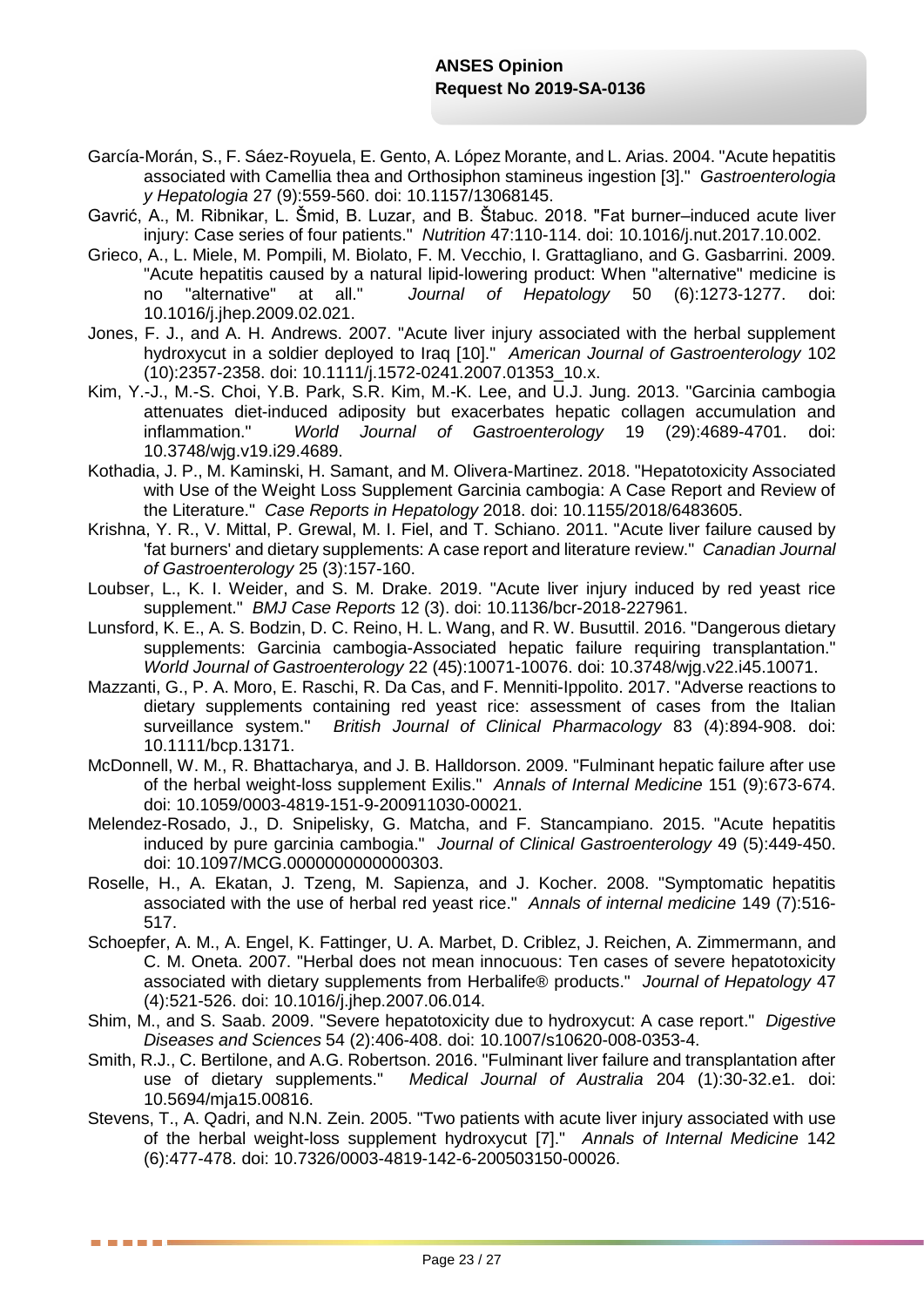García-Morán, S., F. Sáez-Royuela, E. Gento, A. López Morante, and L. Arias. 2004. "Acute hepatitis associated with Camellia thea and Orthosiphon stamineus ingestion [3]." *Gastroenterologia y Hepatologia* 27 (9):559-560. doi: 10.1157/13068145.

Gavrić, A., M. Ribnikar, L. Šmid, B. Luzar, and B. Štabuc. 2018. "Fat burner–induced acute liver injury: Case series of four patients." *Nutrition* 47:110-114. doi: 10.1016/j.nut.2017.10.002.

Grieco, A., L. Miele, M. Pompili, M. Biolato, F. M. Vecchio, I. Grattagliano, and G. Gasbarrini. 2009. "Acute hepatitis caused by a natural lipid-lowering product: When "alternative" medicine is no "alternative" at all." *Journal of Hepatology* 50 (6):1273-1277. doi: 10.1016/j.jhep.2009.02.021.

Jones, F. J., and A. H. Andrews. 2007. "Acute liver injury associated with the herbal supplement hydroxycut in a soldier deployed to Iraq [10]." *American Journal of Gastroenterology* 102 (10):2357-2358. doi: 10.1111/j.1572-0241.2007.01353_10.x.

Kim, Y.-J., M.-S. Choi, Y.B. Park, S.R. Kim, M.-K. Lee, and U.J. Jung. 2013. "Garcinia cambogia attenuates diet-induced adiposity but exacerbates hepatic collagen accumulation and inflammation." *World Journal of Gastroenterology* 19 (29):4689-4701. doi: 10.3748/wjg.v19.i29.4689.

Kothadia, J. P., M. Kaminski, H. Samant, and M. Olivera-Martinez. 2018. "Hepatotoxicity Associated with Use of the Weight Loss Supplement Garcinia cambogia: A Case Report and Review of the Literature." *Case Reports in Hepatology* 2018. doi: 10.1155/2018/6483605.

Krishna, Y. R., V. Mittal, P. Grewal, M. I. Fiel, and T. Schiano. 2011. "Acute liver failure caused by 'fat burners' and dietary supplements: A case report and literature review." *Canadian Journal of Gastroenterology* 25 (3):157-160.

Loubser, L., K. I. Weider, and S. M. Drake. 2019. "Acute liver injury induced by red yeast rice supplement." *BMJ Case Reports* 12 (3). doi: 10.1136/bcr-2018-227961.

Lunsford, K. E., A. S. Bodzin, D. C. Reino, H. L. Wang, and R. W. Busuttil. 2016. "Dangerous dietary supplements: Garcinia cambogia-Associated hepatic failure requiring transplantation." *World Journal of Gastroenterology* 22 (45):10071-10076. doi: 10.3748/wjg.v22.i45.10071.

Mazzanti, G., P. A. Moro, E. Raschi, R. Da Cas, and F. Menniti-Ippolito. 2017. "Adverse reactions to dietary supplements containing red yeast rice: assessment of cases from the Italian surveillance system." *British Journal of Clinical Pharmacology* 83 (4):894-908. doi: 10.1111/bcp.13171.

McDonnell, W. M., R. Bhattacharya, and J. B. Halldorson. 2009. "Fulminant hepatic failure after use of the herbal weight-loss supplement Exilis." *Annals of Internal Medicine* 151 (9):673-674. doi: 10.1059/0003-4819-151-9-200911030-00021.

Melendez-Rosado, J., D. Snipelisky, G. Matcha, and F. Stancampiano. 2015. "Acute hepatitis induced by pure garcinia cambogia." *Journal of Clinical Gastroenterology* 49 (5):449-450. doi: 10.1097/MCG.0000000000000303.

Roselle, H., A. Ekatan, J. Tzeng, M. Sapienza, and J. Kocher. 2008. "Symptomatic hepatitis associated with the use of herbal red yeast rice." *Annals of internal medicine* 149 (7):516-517.

Schoepfer, A. M., A. Engel, K. Fattinger, U. A. Marbet, D. Criblez, J. Reichen, A. Zimmermann, and C. M. Oneta. 2007. "Herbal does not mean innocuous: Ten cases of severe hepatotoxicity associated with dietary supplements from Herbalife® products." *Journal of Hepatology* 47 (4):521-526. doi: 10.1016/j.jhep.2007.06.014.

Shim, M., and S. Saab. 2009. "Severe hepatotoxicity due to hydroxycut: A case report." *Digestive Diseases and Sciences* 54 (2):406-408. doi: 10.1007/s10620-008-0353-4.

Smith, R.J., C. Bertilone, and A.G. Robertson. 2016. "Fulminant liver failure and transplantation after use of dietary supplements." *Medical Journal of Australia* 204 (1):30-32.e1. doi: 10.5694/mja15.00816.

Stevens, T., A. Qadri, and N.N. Zein. 2005. "Two patients with acute liver injury associated with use of the herbal weight-loss supplement hydroxycut [7]." *Annals of Internal Medicine* 142 (6):477-478. doi: 10.7326/0003-4819-142-6-200503150-00026.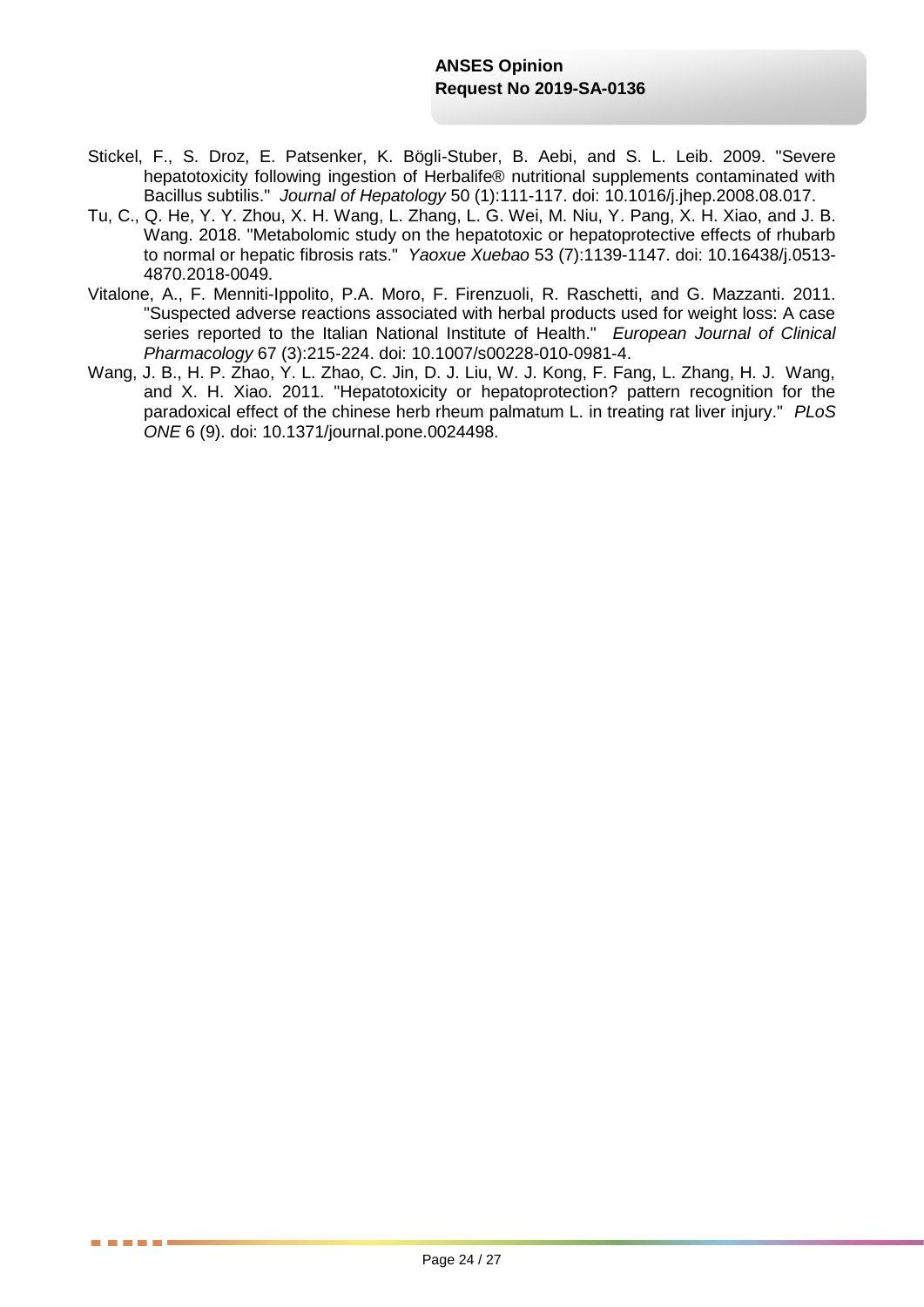Stickel, F., S. Droz, E. Patsenker, K. Bögli-Stuber, B. Aebi, and S. L. Leib. 2009. "Severe hepatotoxicity following ingestion of Herbalife® nutritional supplements contaminated with Bacillus subtilis." *Journal of Hepatology* 50 (1):111-117. doi: 10.1016/j.jhep.2008.08.017.

Tu, C., Q. He, Y. Y. Zhou, X. H. Wang, L. Zhang, L. G. Wei, M. Niu, Y. Pang, X. H. Xiao, and J. B. Wang. 2018. "Metabolomic study on the hepatotoxic or hepatoprotective effects of rhubarb to normal or hepatic fibrosis rats." *Yaoxue Xuebao* 53 (7):1139-1147. doi: 10.16438/j.0513-4870.2018-0049.

Vitalone, A., F. Menniti-Ippolito, P.A. Moro, F. Firenzuoli, R. Raschetti, and G. Mazzanti. 2011. "Suspected adverse reactions associated with herbal products used for weight loss: A case series reported to the Italian National Institute of Health." *European Journal of Clinical Pharmacology* 67 (3):215-224. doi: 10.1007/s00228-010-0981-4.

Wang, J. B., H. P. Zhao, Y. L. Zhao, C. Jin, D. J. Liu, W. J. Kong, F. Fang, L. Zhang, H. J. Wang, and X. H. Xiao. 2011. "Hepatotoxicity or hepatoprotection? pattern recognition for the paradoxical effect of the chinese herb rheum palmatum L. in treating rat liver injury." *PLoS ONE* 6 (9). doi: 10.1371/journal.pone.0024498.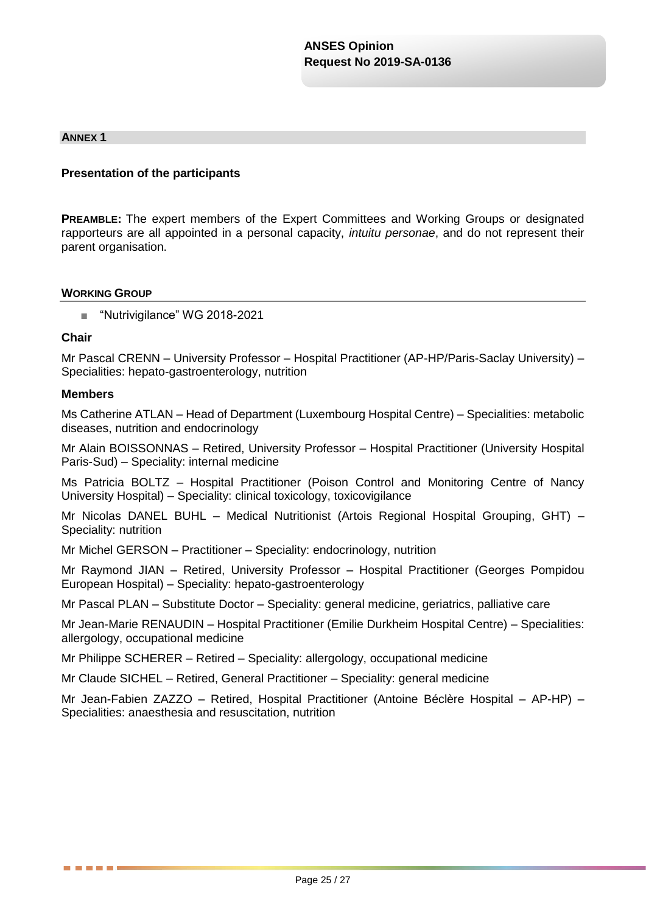## ANNEX 1

### Presentation of the participants

**PREAMBLE:** The expert members of the Expert Committees and Working Groups or designated rapporteurs are all appointed in a personal capacity, *intuitu personae*, and do not represent their parent organisation.

#### WORKING GROUP

- "Nutrivigilance" WG 2018-2021

**Chair**

Mr Pascal CRENN – University Professor – Hospital Practitioner (AP-HP/Paris-Saclay University) – Specialities: hepato-gastroenterology, nutrition

**Members**

Ms Catherine ATLAN – Head of Department (Luxembourg Hospital Centre) – Specialities: metabolic diseases, nutrition and endocrinology

Mr Alain BOISSONNAS – Retired, University Professor – Hospital Practitioner (University Hospital Paris-Sud) – Speciality: internal medicine

Ms Patricia BOLTZ – Hospital Practitioner (Poison Control and Monitoring Centre of Nancy University Hospital) – Speciality: clinical toxicology, toxicovigilance

Mr Nicolas DANEL BUHL – Medical Nutritionist (Artois Regional Hospital Grouping, GHT) – Speciality: nutrition

Mr Michel GERSON – Practitioner – Speciality: endocrinology, nutrition

Mr Raymond JIAN – Retired, University Professor – Hospital Practitioner (Georges Pompidou European Hospital) – Speciality: hepato-gastroenterology

Mr Pascal PLAN – Substitute Doctor – Speciality: general medicine, geriatrics, palliative care

Mr Jean-Marie RENAUDIN – Hospital Practitioner (Emilie Durkheim Hospital Centre) – Specialities: allergology, occupational medicine

Mr Philippe SCHERER – Retired – Speciality: allergology, occupational medicine

Mr Claude SICHEL – Retired, General Practitioner – Speciality: general medicine

Mr Jean-Fabien ZAZZO – Retired, Hospital Practitioner (Antoine Béclère Hospital – AP-HP) – Specialities: anaesthesia and resuscitation, nutrition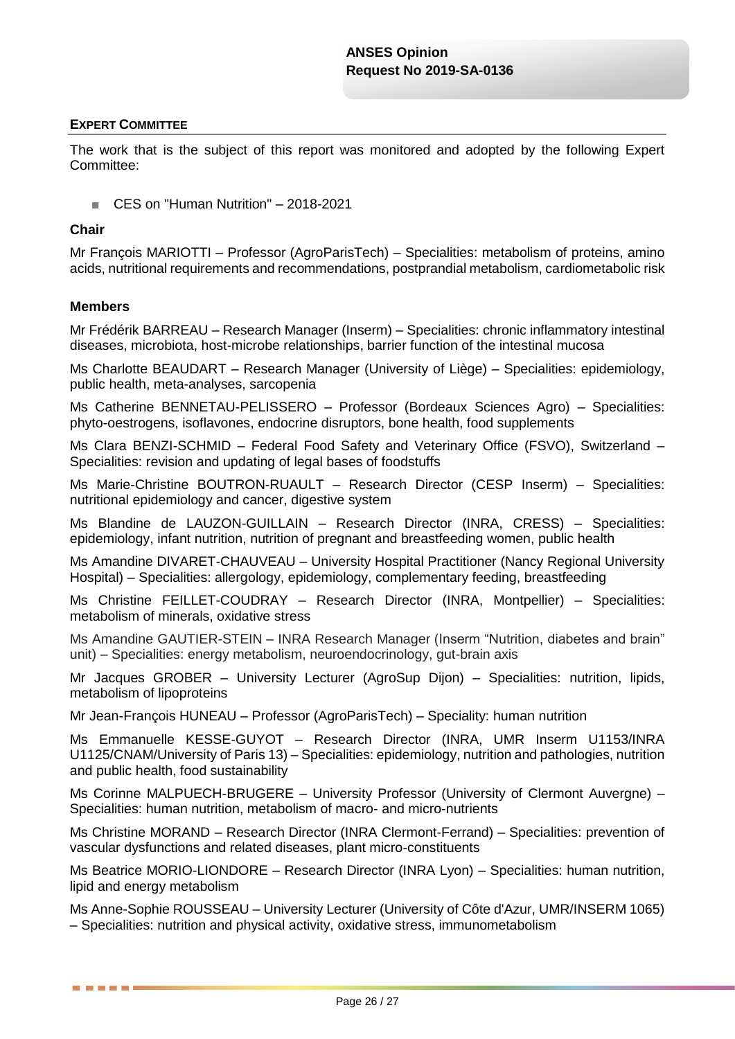## EXPERT COMMITTEE

The work that is the subject of this report was monitored and adopted by the following Expert Committee:

- CES on "Human Nutrition" – 2018-2021

### Chair

Mr François MARIOTTI – Professor (AgroParisTech) – Specialities: metabolism of proteins, amino acids, nutritional requirements and recommendations, postprandial metabolism, cardiometabolic risk

### Members

Mr Frédérik BARREAU – Research Manager (Inserm) – Specialities: chronic inflammatory intestinal diseases, microbiota, host-microbe relationships, barrier function of the intestinal mucosa

Ms Charlotte BEAUDART – Research Manager (University of Liège) – Specialities: epidemiology, public health, meta-analyses, sarcopenia

Ms Catherine BENNETAU-PELISSERO – Professor (Bordeaux Sciences Agro) – Specialities: phyto-oestrogens, isoflavones, endocrine disruptors, bone health, food supplements

Ms Clara BENZI-SCHMID – Federal Food Safety and Veterinary Office (FSVO), Switzerland – Specialities: revision and updating of legal bases of foodstuffs

Ms Marie-Christine BOUTRON-RUAULT – Research Director (CESP Inserm) – Specialities: nutritional epidemiology and cancer, digestive system

Ms Blandine de LAUZON-GUILLAIN – Research Director (INRA, CRESS) – Specialities: epidemiology, infant nutrition, nutrition of pregnant and breastfeeding women, public health

Ms Amandine DIVARET-CHAUVEAU – University Hospital Practitioner (Nancy Regional University Hospital) – Specialities: allergology, epidemiology, complementary feeding, breastfeeding

Ms Christine FEILLET-COUDRAY – Research Director (INRA, Montpellier) – Specialities: metabolism of minerals, oxidative stress

Ms Amandine GAUTIER-STEIN – INRA Research Manager (Inserm "Nutrition, diabetes and brain" unit) – Specialities: energy metabolism, neuroendocrinology, gut-brain axis

Mr Jacques GROBER – University Lecturer (AgroSup Dijon) – Specialities: nutrition, lipids, metabolism of lipoproteins

Mr Jean-François HUNEAU – Professor (AgroParisTech) – Speciality: human nutrition

Ms Emmanuelle KESSE-GUYOT – Research Director (INRA, UMR Inserm U1153/INRA U1125/CNAM/University of Paris 13) – Specialities: epidemiology, nutrition and pathologies, nutrition and public health, food sustainability

Ms Corinne MALPUECH-BRUGERE – University Professor (University of Clermont Auvergne) – Specialities: human nutrition, metabolism of macro- and micro-nutrients

Ms Christine MORAND – Research Director (INRA Clermont-Ferrand) – Specialities: prevention of vascular dysfunctions and related diseases, plant micro-constituents

Ms Beatrice MORIO-LIONDORE – Research Director (INRA Lyon) – Specialities: human nutrition, lipid and energy metabolism

Ms Anne-Sophie ROUSSEAU – University Lecturer (University of Côte d'Azur, UMR/INSERM 1065) – Specialities: nutrition and physical activity, oxidative stress, immunometabolism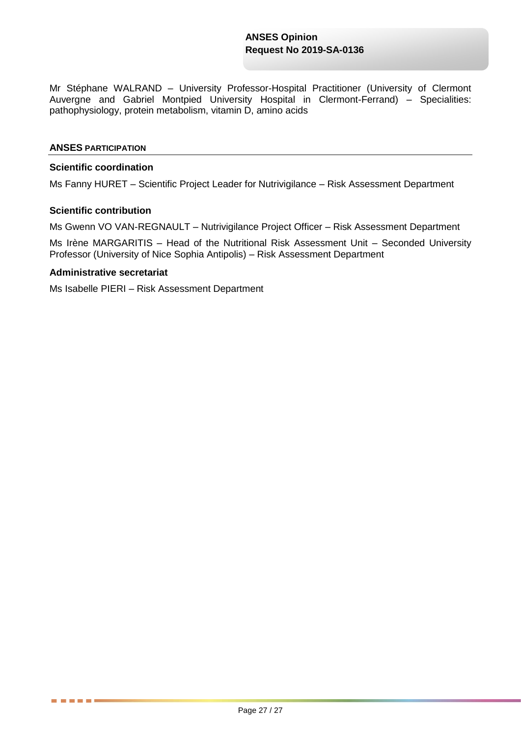Mr Stéphane WALRAND – University Professor-Hospital Practitioner (University of Clermont Auvergne and Gabriel Montpied University Hospital in Clermont-Ferrand) – Specialities: pathophysiology, protein metabolism, vitamin D, amino acids

## ANSES PARTICIPATION

### Scientific coordination

Ms Fanny HURET – Scientific Project Leader for Nutrivigilance – Risk Assessment Department

### Scientific contribution

Ms Gwenn VO VAN-REGNAULT – Nutrivigilance Project Officer – Risk Assessment Department

Ms Irène MARGARITIS – Head of the Nutritional Risk Assessment Unit – Seconded University Professor (University of Nice Sophia Antipolis) – Risk Assessment Department

### Administrative secretariat

Ms Isabelle PIERI – Risk Assessment Department